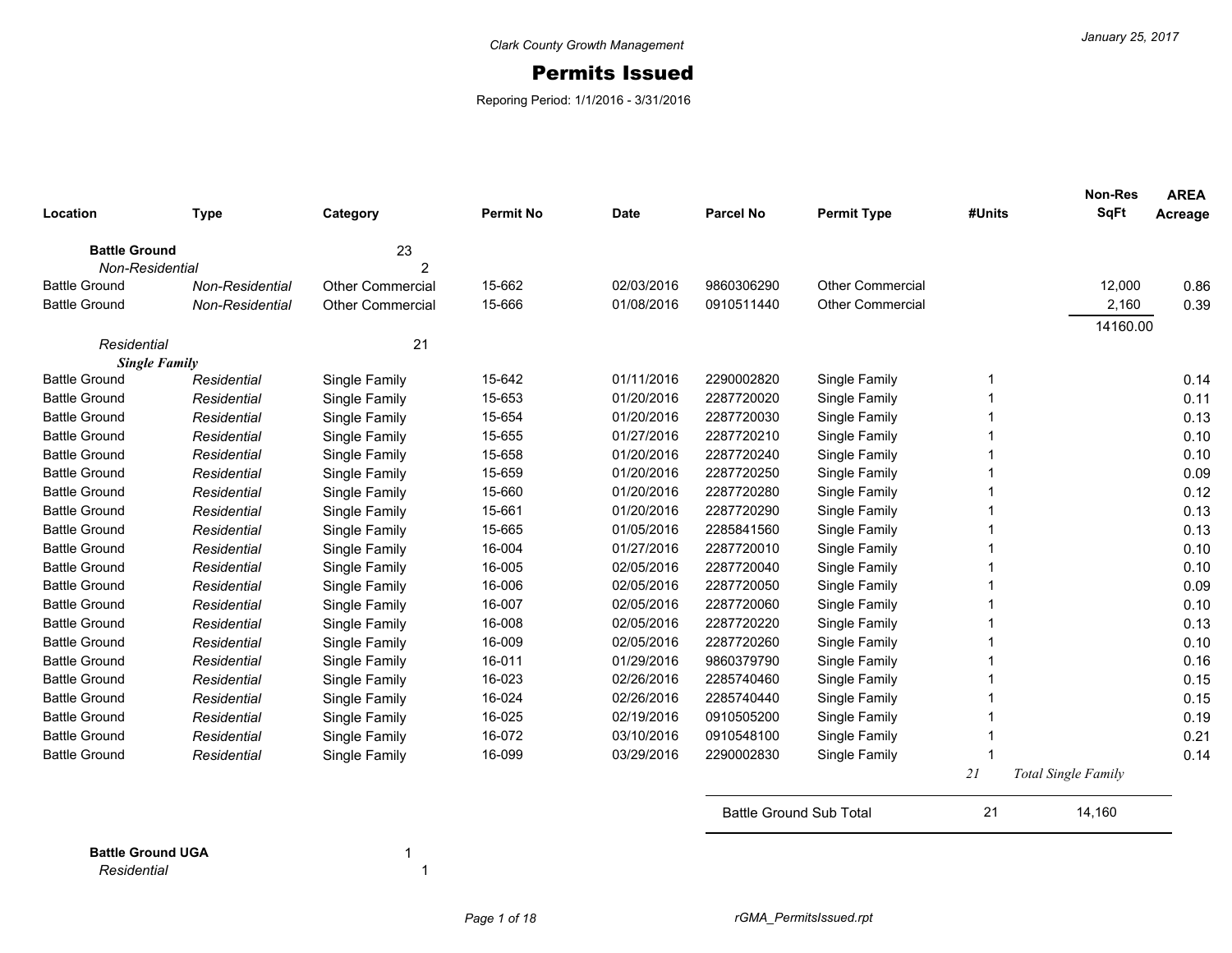*Clark County Growth Management*

# Permits Issued

Reporing Period: 1/1/2016 - 3/31/2016

| Location | Type | Category | Permit No | Date | Parcel No | Permit Type | #Units | Non-Res SqFt | AREA Acreage |
|---|---|---|---|---|---|---|---|---|---|
| **Battle Ground** | | 23 | | | | | | | |
| *Non-Residential* | | 2 | | | | | | | |
| Battle Ground | *Non-Residential* | Other Commercial | 15-662 | 02/03/2016 | 9860306290 | Other Commercial | | 12,000 | 0.86 |
| Battle Ground | *Non-Residential* | Other Commercial | 15-666 | 01/08/2016 | 0910511440 | Other Commercial | | 2,160 | 0.39 |
| | | | | | | | | 14160.00 | |
| *Residential* | | 21 | | | | | | | |
| ***Single Family*** | | | | | | | | | |
| Battle Ground | *Residential* | Single Family | 15-642 | 01/11/2016 | 2290002820 | Single Family | 1 | | 0.14 |
| Battle Ground | *Residential* | Single Family | 15-653 | 01/20/2016 | 2287720020 | Single Family | 1 | | 0.11 |
| Battle Ground | *Residential* | Single Family | 15-654 | 01/20/2016 | 2287720030 | Single Family | 1 | | 0.13 |
| Battle Ground | *Residential* | Single Family | 15-655 | 01/27/2016 | 2287720210 | Single Family | 1 | | 0.10 |
| Battle Ground | *Residential* | Single Family | 15-658 | 01/20/2016 | 2287720240 | Single Family | 1 | | 0.10 |
| Battle Ground | *Residential* | Single Family | 15-659 | 01/20/2016 | 2287720250 | Single Family | 1 | | 0.09 |
| Battle Ground | *Residential* | Single Family | 15-660 | 01/20/2016 | 2287720280 | Single Family | 1 | | 0.12 |
| Battle Ground | *Residential* | Single Family | 15-661 | 01/20/2016 | 2287720290 | Single Family | 1 | | 0.13 |
| Battle Ground | *Residential* | Single Family | 15-665 | 01/05/2016 | 2285841560 | Single Family | 1 | | 0.13 |
| Battle Ground | *Residential* | Single Family | 16-004 | 01/27/2016 | 2287720010 | Single Family | 1 | | 0.10 |
| Battle Ground | *Residential* | Single Family | 16-005 | 02/05/2016 | 2287720040 | Single Family | 1 | | 0.10 |
| Battle Ground | *Residential* | Single Family | 16-006 | 02/05/2016 | 2287720050 | Single Family | 1 | | 0.09 |
| Battle Ground | *Residential* | Single Family | 16-007 | 02/05/2016 | 2287720060 | Single Family | 1 | | 0.10 |
| Battle Ground | *Residential* | Single Family | 16-008 | 02/05/2016 | 2287720220 | Single Family | 1 | | 0.13 |
| Battle Ground | *Residential* | Single Family | 16-009 | 02/05/2016 | 2287720260 | Single Family | 1 | | 0.10 |
| Battle Ground | *Residential* | Single Family | 16-011 | 01/29/2016 | 9860379790 | Single Family | 1 | | 0.16 |
| Battle Ground | *Residential* | Single Family | 16-023 | 02/26/2016 | 2285740460 | Single Family | 1 | | 0.15 |
| Battle Ground | *Residential* | Single Family | 16-024 | 02/26/2016 | 2285740440 | Single Family | 1 | | 0.15 |
| Battle Ground | *Residential* | Single Family | 16-025 | 02/19/2016 | 0910505200 | Single Family | 1 | | 0.19 |
| Battle Ground | *Residential* | Single Family | 16-072 | 03/10/2016 | 0910548100 | Single Family | 1 | | 0.21 |
| Battle Ground | *Residential* | Single Family | 16-099 | 03/29/2016 | 2290002830 | Single Family | 1 | | 0.14 |
| | | | | | | | *21* | *Total Single Family* | |
| | | | | | Battle Ground Sub Total | | 21 | 14,160 | |
| **Battle Ground UGA** | | 1 | | | | | | | |
| *Residential* | | 1 | | | | | | | |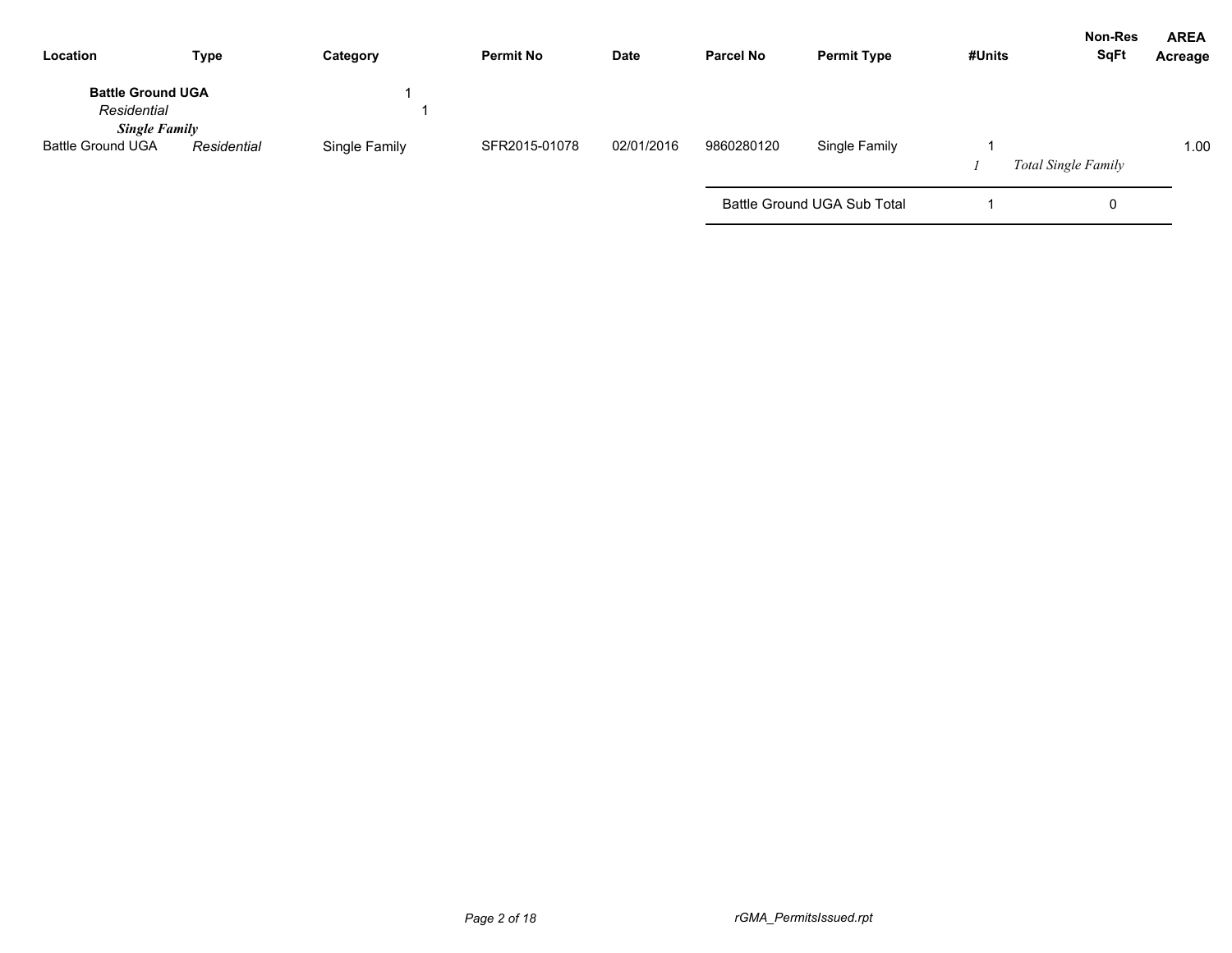| Location | Type | Category | Permit No | Date | Parcel No | Permit Type | #Units | Non-Res SqFt | AREA Acreage |
|---|---|---|---|---|---|---|---|---|---|
| **Battle Ground UGA** | | 1 | | | | | | | |
| *Residential* | | 1 | | | | | | | |
| ***Single Family*** | | | | | | | | | |
| Battle Ground UGA | *Residential* | Single Family | SFR2015-01078 | 02/01/2016 | 9860280120 | Single Family | 1 | | 1.00 |
| | | | | | | | *1* | *Total Single Family* | |
| | | | | | Battle Ground UGA Sub Total | | 1 | 0 | |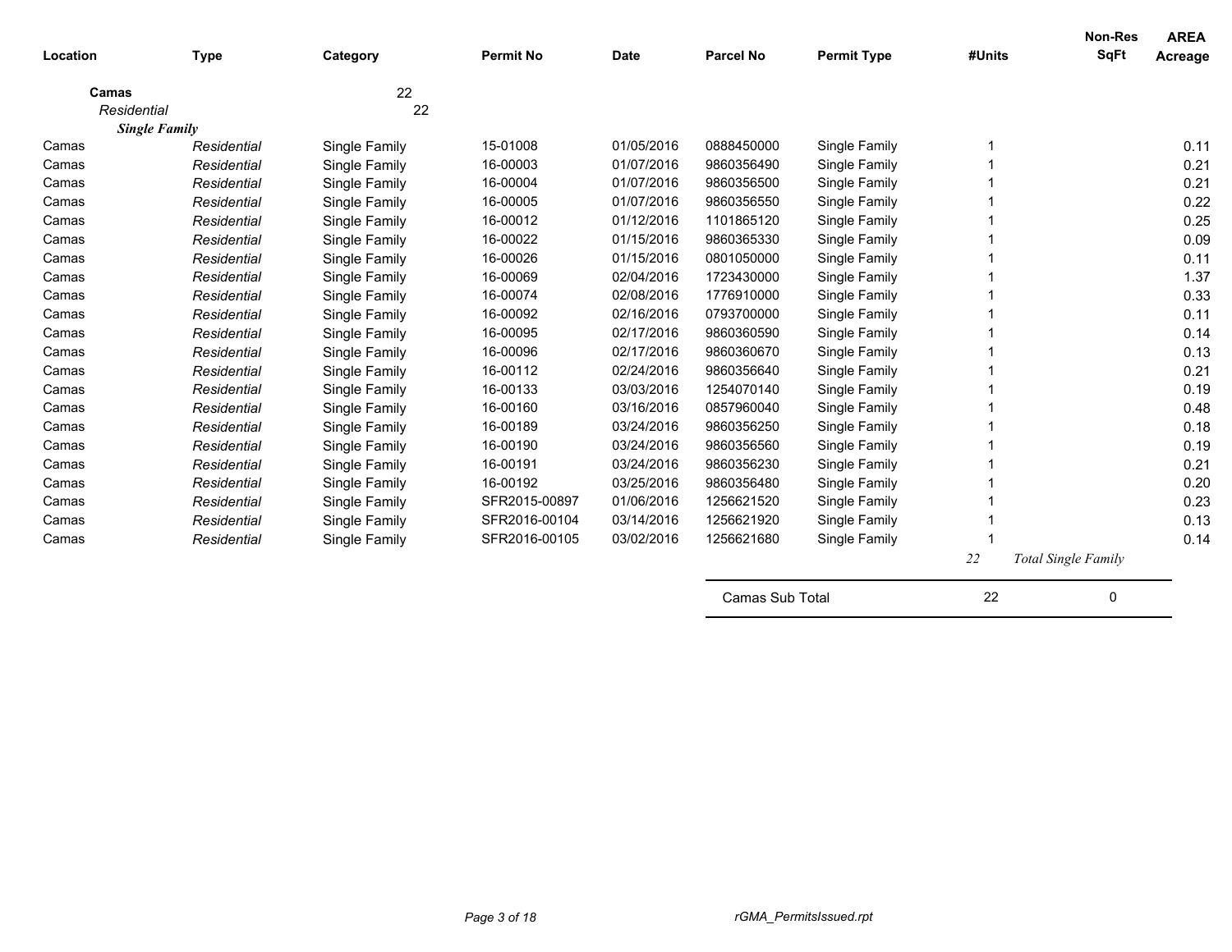| Location | Type | Category | Permit No | Date | Parcel No | Permit Type | #Units | Non-Res SqFt | AREA Acreage |
|---|---|---|---|---|---|---|---|---|---|
| **Camas** | | 22 | | | | | | | |
| *Residential* | | 22 | | | | | | | |
| ***Single Family*** | | | | | | | | | |
| Camas | *Residential* | Single Family | 15-01008 | 01/05/2016 | 0888450000 | Single Family | 1 | | 0.11 |
| Camas | *Residential* | Single Family | 16-00003 | 01/07/2016 | 9860356490 | Single Family | 1 | | 0.21 |
| Camas | *Residential* | Single Family | 16-00004 | 01/07/2016 | 9860356500 | Single Family | 1 | | 0.21 |
| Camas | *Residential* | Single Family | 16-00005 | 01/07/2016 | 9860356550 | Single Family | 1 | | 0.22 |
| Camas | *Residential* | Single Family | 16-00012 | 01/12/2016 | 1101865120 | Single Family | 1 | | 0.25 |
| Camas | *Residential* | Single Family | 16-00022 | 01/15/2016 | 9860365330 | Single Family | 1 | | 0.09 |
| Camas | *Residential* | Single Family | 16-00026 | 01/15/2016 | 0801050000 | Single Family | 1 | | 0.11 |
| Camas | *Residential* | Single Family | 16-00069 | 02/04/2016 | 1723430000 | Single Family | 1 | | 1.37 |
| Camas | *Residential* | Single Family | 16-00074 | 02/08/2016 | 1776910000 | Single Family | 1 | | 0.33 |
| Camas | *Residential* | Single Family | 16-00092 | 02/16/2016 | 0793700000 | Single Family | 1 | | 0.11 |
| Camas | *Residential* | Single Family | 16-00095 | 02/17/2016 | 9860360590 | Single Family | 1 | | 0.14 |
| Camas | *Residential* | Single Family | 16-00096 | 02/17/2016 | 9860360670 | Single Family | 1 | | 0.13 |
| Camas | *Residential* | Single Family | 16-00112 | 02/24/2016 | 9860356640 | Single Family | 1 | | 0.21 |
| Camas | *Residential* | Single Family | 16-00133 | 03/03/2016 | 1254070140 | Single Family | 1 | | 0.19 |
| Camas | *Residential* | Single Family | 16-00160 | 03/16/2016 | 0857960040 | Single Family | 1 | | 0.48 |
| Camas | *Residential* | Single Family | 16-00189 | 03/24/2016 | 9860356250 | Single Family | 1 | | 0.18 |
| Camas | *Residential* | Single Family | 16-00190 | 03/24/2016 | 9860356560 | Single Family | 1 | | 0.19 |
| Camas | *Residential* | Single Family | 16-00191 | 03/24/2016 | 9860356230 | Single Family | 1 | | 0.21 |
| Camas | *Residential* | Single Family | 16-00192 | 03/25/2016 | 9860356480 | Single Family | 1 | | 0.20 |
| Camas | *Residential* | Single Family | SFR2015-00897 | 01/06/2016 | 1256621520 | Single Family | 1 | | 0.23 |
| Camas | *Residential* | Single Family | SFR2016-00104 | 03/14/2016 | 1256621920 | Single Family | 1 | | 0.13 |
| Camas | *Residential* | Single Family | SFR2016-00105 | 03/02/2016 | 1256621680 | Single Family | 1 | | 0.14 |
| | | | | | | | *22* | *Total Single Family* | |
| | | | | | Camas Sub Total | | 22 | 0 | |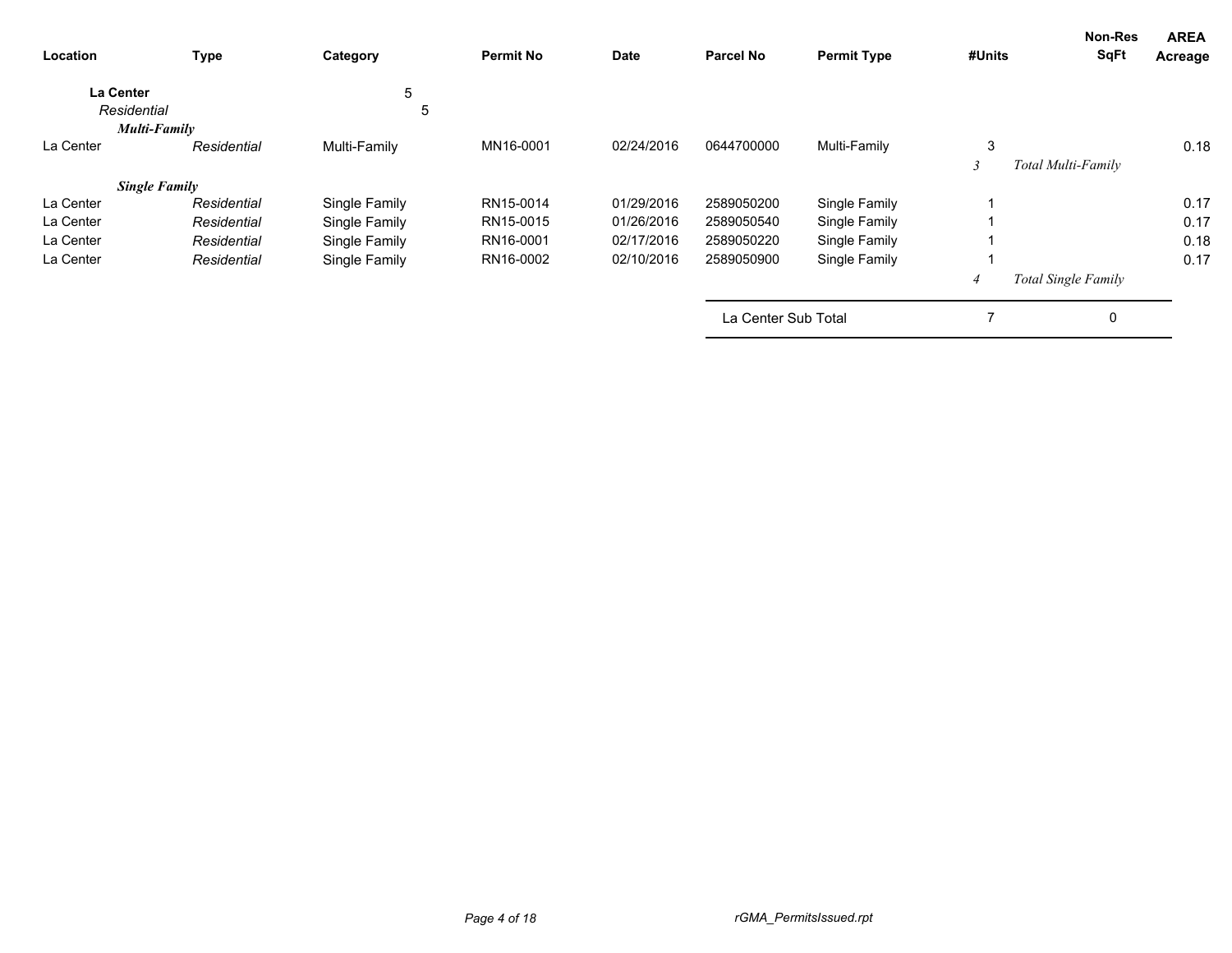| Location | Type | Category | Permit No | Date | Parcel No | Permit Type | #Units | Non-Res SqFt | AREA Acreage |
|---|---|---|---|---|---|---|---|---|---|
| **La Center** | | 5 | | | | | | | |
| *Residential* | | 5 | | | | | | | |
| ***Multi-Family*** | | | | | | | | | |
| La Center | *Residential* | Multi-Family | MN16-0001 | 02/24/2016 | 0644700000 | Multi-Family | 3 | | 0.18 |
| | | | | | | | *3* | *Total Multi-Family* | |
| ***Single Family*** | | | | | | | | | |
| La Center | *Residential* | Single Family | RN15-0014 | 01/29/2016 | 2589050200 | Single Family | 1 | | 0.17 |
| La Center | *Residential* | Single Family | RN15-0015 | 01/26/2016 | 2589050540 | Single Family | 1 | | 0.17 |
| La Center | *Residential* | Single Family | RN16-0001 | 02/17/2016 | 2589050220 | Single Family | 1 | | 0.18 |
| La Center | *Residential* | Single Family | RN16-0002 | 02/10/2016 | 2589050900 | Single Family | 1 | | 0.17 |
| | | | | | | | *4* | *Total Single Family* | |
| | | | | | La Center Sub Total | | 7 | 0 | |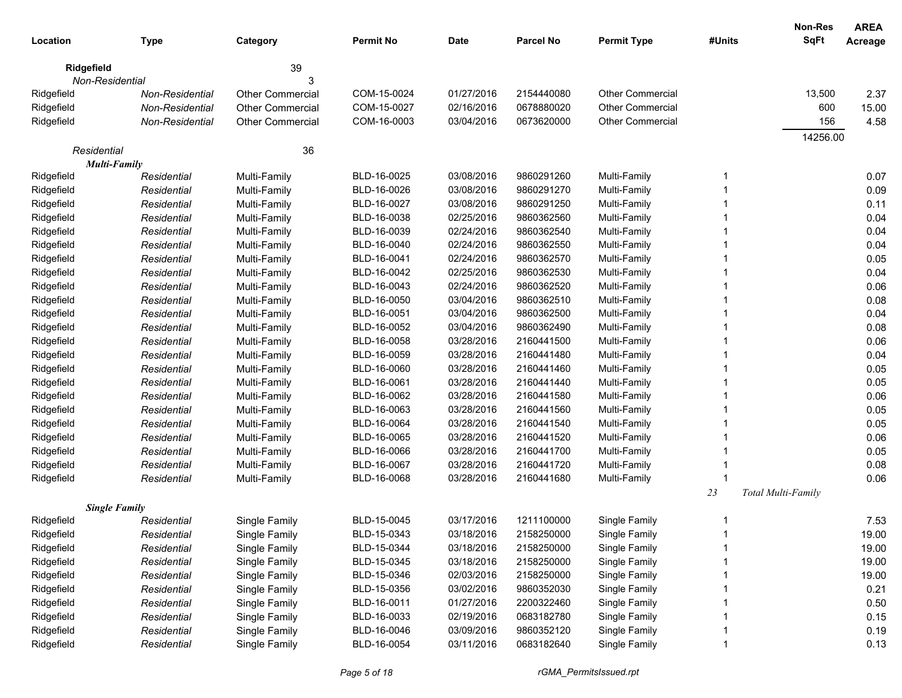| Location | Type | Category | Permit No | Date | Parcel No | Permit Type | #Units | Non-Res SqFt | AREA Acreage |
|---|---|---|---|---|---|---|---|---|---|
| **Ridgefield** | | 39 | | | | | | | |
| *Non-Residential* | | 3 | | | | | | | |
| Ridgefield | *Non-Residential* | Other Commercial | COM-15-0024 | 01/27/2016 | 2154440080 | Other Commercial | | 13,500 | 2.37 |
| Ridgefield | *Non-Residential* | Other Commercial | COM-15-0027 | 02/16/2016 | 0678880020 | Other Commercial | | 600 | 15.00 |
| Ridgefield | *Non-Residential* | Other Commercial | COM-16-0003 | 03/04/2016 | 0673620000 | Other Commercial | | 156 | 4.58 |
| | | | | | | | | 14256.00 | |
| *Residential* | | 36 | | | | | | | |
| ***Multi-Family*** | | | | | | | | | |
| Ridgefield | *Residential* | Multi-Family | BLD-16-0025 | 03/08/2016 | 9860291260 | Multi-Family | 1 | | 0.07 |
| Ridgefield | *Residential* | Multi-Family | BLD-16-0026 | 03/08/2016 | 9860291270 | Multi-Family | 1 | | 0.09 |
| Ridgefield | *Residential* | Multi-Family | BLD-16-0027 | 03/08/2016 | 9860291250 | Multi-Family | 1 | | 0.11 |
| Ridgefield | *Residential* | Multi-Family | BLD-16-0038 | 02/25/2016 | 9860362560 | Multi-Family | 1 | | 0.04 |
| Ridgefield | *Residential* | Multi-Family | BLD-16-0039 | 02/24/2016 | 9860362540 | Multi-Family | 1 | | 0.04 |
| Ridgefield | *Residential* | Multi-Family | BLD-16-0040 | 02/24/2016 | 9860362550 | Multi-Family | 1 | | 0.04 |
| Ridgefield | *Residential* | Multi-Family | BLD-16-0041 | 02/24/2016 | 9860362570 | Multi-Family | 1 | | 0.05 |
| Ridgefield | *Residential* | Multi-Family | BLD-16-0042 | 02/25/2016 | 9860362530 | Multi-Family | 1 | | 0.04 |
| Ridgefield | *Residential* | Multi-Family | BLD-16-0043 | 02/24/2016 | 9860362520 | Multi-Family | 1 | | 0.06 |
| Ridgefield | *Residential* | Multi-Family | BLD-16-0050 | 03/04/2016 | 9860362510 | Multi-Family | 1 | | 0.08 |
| Ridgefield | *Residential* | Multi-Family | BLD-16-0051 | 03/04/2016 | 9860362500 | Multi-Family | 1 | | 0.04 |
| Ridgefield | *Residential* | Multi-Family | BLD-16-0052 | 03/04/2016 | 9860362490 | Multi-Family | 1 | | 0.08 |
| Ridgefield | *Residential* | Multi-Family | BLD-16-0058 | 03/28/2016 | 2160441500 | Multi-Family | 1 | | 0.06 |
| Ridgefield | *Residential* | Multi-Family | BLD-16-0059 | 03/28/2016 | 2160441480 | Multi-Family | 1 | | 0.04 |
| Ridgefield | *Residential* | Multi-Family | BLD-16-0060 | 03/28/2016 | 2160441460 | Multi-Family | 1 | | 0.05 |
| Ridgefield | *Residential* | Multi-Family | BLD-16-0061 | 03/28/2016 | 2160441440 | Multi-Family | 1 | | 0.05 |
| Ridgefield | *Residential* | Multi-Family | BLD-16-0062 | 03/28/2016 | 2160441580 | Multi-Family | 1 | | 0.06 |
| Ridgefield | *Residential* | Multi-Family | BLD-16-0063 | 03/28/2016 | 2160441560 | Multi-Family | 1 | | 0.05 |
| Ridgefield | *Residential* | Multi-Family | BLD-16-0064 | 03/28/2016 | 2160441540 | Multi-Family | 1 | | 0.05 |
| Ridgefield | *Residential* | Multi-Family | BLD-16-0065 | 03/28/2016 | 2160441520 | Multi-Family | 1 | | 0.06 |
| Ridgefield | *Residential* | Multi-Family | BLD-16-0066 | 03/28/2016 | 2160441700 | Multi-Family | 1 | | 0.05 |
| Ridgefield | *Residential* | Multi-Family | BLD-16-0067 | 03/28/2016 | 2160441720 | Multi-Family | 1 | | 0.08 |
| Ridgefield | *Residential* | Multi-Family | BLD-16-0068 | 03/28/2016 | 2160441680 | Multi-Family | 1 | | 0.06 |
| | | | | | | | *23* | *Total Multi-Family* | |
| ***Single Family*** | | | | | | | | | |
| Ridgefield | *Residential* | Single Family | BLD-15-0045 | 03/17/2016 | 1211100000 | Single Family | 1 | | 7.53 |
| Ridgefield | *Residential* | Single Family | BLD-15-0343 | 03/18/2016 | 2158250000 | Single Family | 1 | | 19.00 |
| Ridgefield | *Residential* | Single Family | BLD-15-0344 | 03/18/2016 | 2158250000 | Single Family | 1 | | 19.00 |
| Ridgefield | *Residential* | Single Family | BLD-15-0345 | 03/18/2016 | 2158250000 | Single Family | 1 | | 19.00 |
| Ridgefield | *Residential* | Single Family | BLD-15-0346 | 02/03/2016 | 2158250000 | Single Family | 1 | | 19.00 |
| Ridgefield | *Residential* | Single Family | BLD-15-0356 | 03/02/2016 | 9860352030 | Single Family | 1 | | 0.21 |
| Ridgefield | *Residential* | Single Family | BLD-16-0011 | 01/27/2016 | 2200322460 | Single Family | 1 | | 0.50 |
| Ridgefield | *Residential* | Single Family | BLD-16-0033 | 02/19/2016 | 0683182780 | Single Family | 1 | | 0.15 |
| Ridgefield | *Residential* | Single Family | BLD-16-0046 | 03/09/2016 | 9860352120 | Single Family | 1 | | 0.19 |
| Ridgefield | *Residential* | Single Family | BLD-16-0054 | 03/11/2016 | 0683182640 | Single Family | 1 | | 0.13 |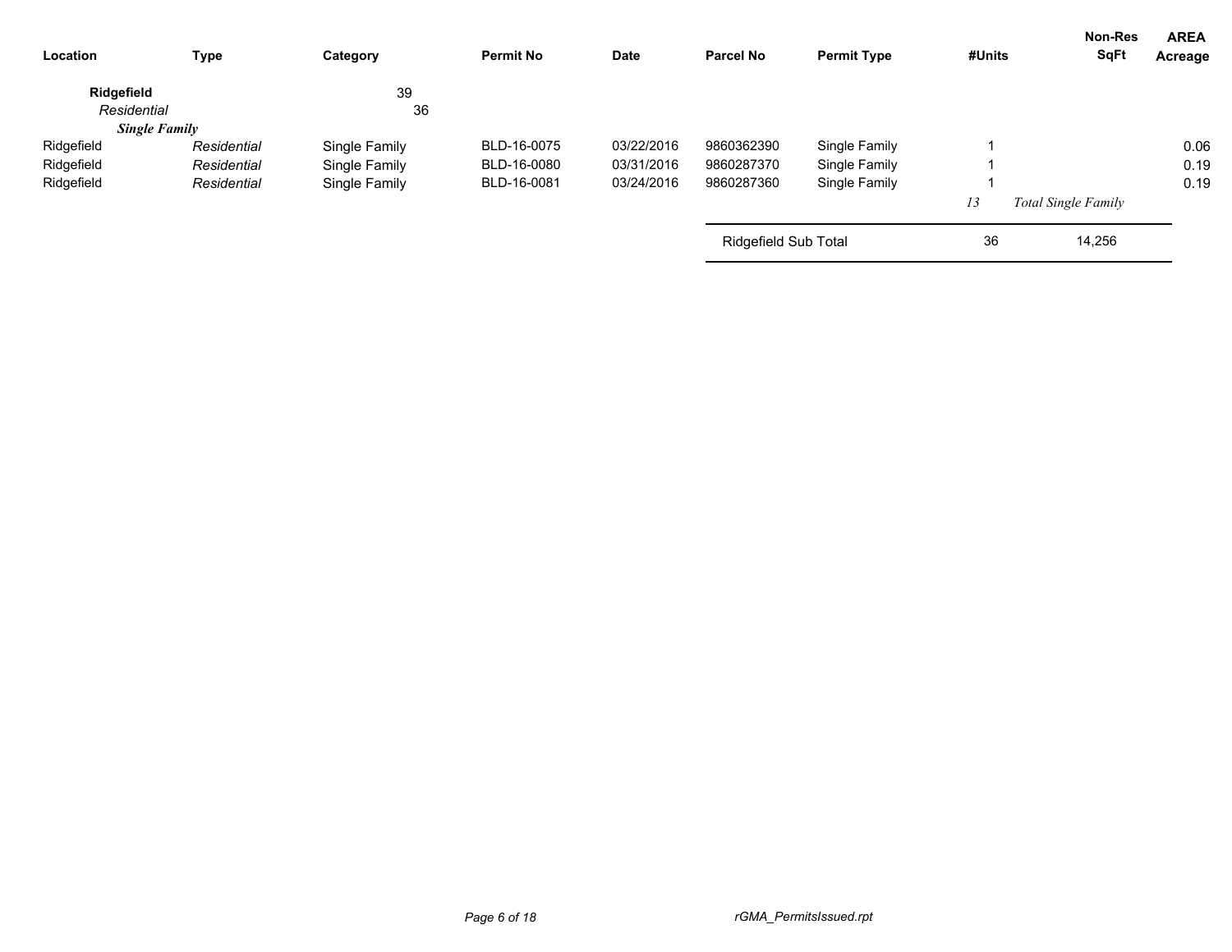| Location | Type | Category | Permit No | Date | Parcel No | Permit Type | #Units | Non-Res SqFt | AREA Acreage |
|---|---|---|---|---|---|---|---|---|---|
| **Ridgefield** | | 39 | | | | | | | |
| *Residential* | | 36 | | | | | | | |
| ***Single Family*** | | | | | | | | | |
| Ridgefield | *Residential* | Single Family | BLD-16-0075 | 03/22/2016 | 9860362390 | Single Family | 1 | | 0.06 |
| Ridgefield | *Residential* | Single Family | BLD-16-0080 | 03/31/2016 | 9860287370 | Single Family | 1 | | 0.19 |
| Ridgefield | *Residential* | Single Family | BLD-16-0081 | 03/24/2016 | 9860287360 | Single Family | 1 | | 0.19 |
| | | | | | | | *13* | *Total Single Family* | |
| | | | | | Ridgefield Sub Total | | 36 | 14,256 | |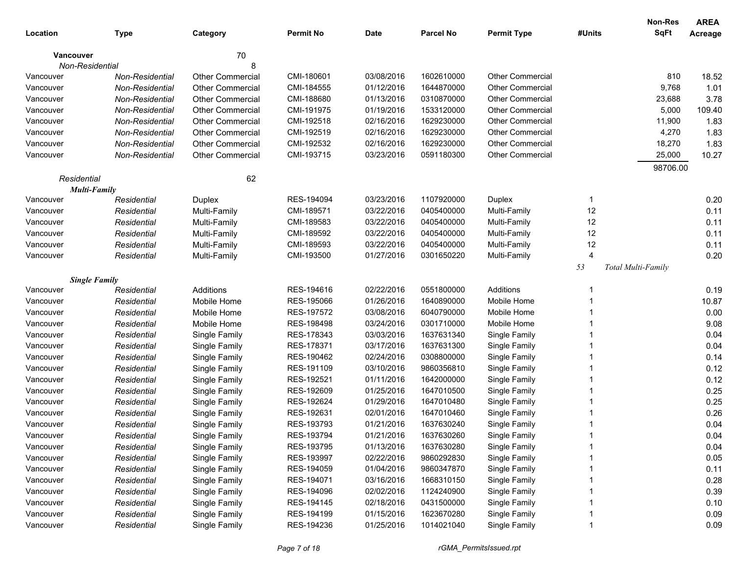| Location | Type | Category | Permit No | Date | Parcel No | Permit Type | #Units | Non-Res SqFt | AREA Acreage |
|---|---|---|---|---|---|---|---|---|---|
| **Vancouver** | | 70 | | | | | | | |
| *Non-Residential* | | 8 | | | | | | | |
| Vancouver | *Non-Residential* | Other Commercial | CMI-180601 | 03/08/2016 | 1602610000 | Other Commercial | | 810 | 18.52 |
| Vancouver | *Non-Residential* | Other Commercial | CMI-184555 | 01/12/2016 | 1644870000 | Other Commercial | | 9,768 | 1.01 |
| Vancouver | *Non-Residential* | Other Commercial | CMI-188680 | 01/13/2016 | 0310870000 | Other Commercial | | 23,688 | 3.78 |
| Vancouver | *Non-Residential* | Other Commercial | CMI-191975 | 01/19/2016 | 1533120000 | Other Commercial | | 5,000 | 109.40 |
| Vancouver | *Non-Residential* | Other Commercial | CMI-192518 | 02/16/2016 | 1629230000 | Other Commercial | | 11,900 | 1.83 |
| Vancouver | *Non-Residential* | Other Commercial | CMI-192519 | 02/16/2016 | 1629230000 | Other Commercial | | 4,270 | 1.83 |
| Vancouver | *Non-Residential* | Other Commercial | CMI-192532 | 02/16/2016 | 1629230000 | Other Commercial | | 18,270 | 1.83 |
| Vancouver | *Non-Residential* | Other Commercial | CMI-193715 | 03/23/2016 | 0591180300 | Other Commercial | | 25,000 | 10.27 |
| | | | | | | | | 98706.00 | |
| *Residential* | | 62 | | | | | | | |
| ***Multi-Family*** | | | | | | | | | |
| Vancouver | *Residential* | Duplex | RES-194094 | 03/23/2016 | 1107920000 | Duplex | 1 | | 0.20 |
| Vancouver | *Residential* | Multi-Family | CMI-189571 | 03/22/2016 | 0405400000 | Multi-Family | 12 | | 0.11 |
| Vancouver | *Residential* | Multi-Family | CMI-189583 | 03/22/2016 | 0405400000 | Multi-Family | 12 | | 0.11 |
| Vancouver | *Residential* | Multi-Family | CMI-189592 | 03/22/2016 | 0405400000 | Multi-Family | 12 | | 0.11 |
| Vancouver | *Residential* | Multi-Family | CMI-189593 | 03/22/2016 | 0405400000 | Multi-Family | 12 | | 0.11 |
| Vancouver | *Residential* | Multi-Family | CMI-193500 | 01/27/2016 | 0301650220 | Multi-Family | 4 | | 0.20 |
| | | | | | | | *53* | *Total Multi-Family* | |
| ***Single Family*** | | | | | | | | | |
| Vancouver | *Residential* | Additions | RES-194616 | 02/22/2016 | 0551800000 | Additions | 1 | | 0.19 |
| Vancouver | *Residential* | Mobile Home | RES-195066 | 01/26/2016 | 1640890000 | Mobile Home | 1 | | 10.87 |
| Vancouver | *Residential* | Mobile Home | RES-197572 | 03/08/2016 | 6040790000 | Mobile Home | 1 | | 0.00 |
| Vancouver | *Residential* | Mobile Home | RES-198498 | 03/24/2016 | 0301710000 | Mobile Home | 1 | | 9.08 |
| Vancouver | *Residential* | Single Family | RES-178343 | 03/03/2016 | 1637631340 | Single Family | 1 | | 0.04 |
| Vancouver | *Residential* | Single Family | RES-178371 | 03/17/2016 | 1637631300 | Single Family | 1 | | 0.04 |
| Vancouver | *Residential* | Single Family | RES-190462 | 02/24/2016 | 0308800000 | Single Family | 1 | | 0.14 |
| Vancouver | *Residential* | Single Family | RES-191109 | 03/10/2016 | 9860356810 | Single Family | 1 | | 0.12 |
| Vancouver | *Residential* | Single Family | RES-192521 | 01/11/2016 | 1642000000 | Single Family | 1 | | 0.12 |
| Vancouver | *Residential* | Single Family | RES-192609 | 01/25/2016 | 1647010500 | Single Family | 1 | | 0.25 |
| Vancouver | *Residential* | Single Family | RES-192624 | 01/29/2016 | 1647010480 | Single Family | 1 | | 0.25 |
| Vancouver | *Residential* | Single Family | RES-192631 | 02/01/2016 | 1647010460 | Single Family | 1 | | 0.26 |
| Vancouver | *Residential* | Single Family | RES-193793 | 01/21/2016 | 1637630240 | Single Family | 1 | | 0.04 |
| Vancouver | *Residential* | Single Family | RES-193794 | 01/21/2016 | 1637630260 | Single Family | 1 | | 0.04 |
| Vancouver | *Residential* | Single Family | RES-193795 | 01/13/2016 | 1637630280 | Single Family | 1 | | 0.04 |
| Vancouver | *Residential* | Single Family | RES-193997 | 02/22/2016 | 9860292830 | Single Family | 1 | | 0.05 |
| Vancouver | *Residential* | Single Family | RES-194059 | 01/04/2016 | 9860347870 | Single Family | 1 | | 0.11 |
| Vancouver | *Residential* | Single Family | RES-194071 | 03/16/2016 | 1668310150 | Single Family | 1 | | 0.28 |
| Vancouver | *Residential* | Single Family | RES-194096 | 02/02/2016 | 1124240900 | Single Family | 1 | | 0.39 |
| Vancouver | *Residential* | Single Family | RES-194145 | 02/18/2016 | 0431500000 | Single Family | 1 | | 0.10 |
| Vancouver | *Residential* | Single Family | RES-194199 | 01/15/2016 | 1623670280 | Single Family | 1 | | 0.09 |
| Vancouver | *Residential* | Single Family | RES-194236 | 01/25/2016 | 1014021040 | Single Family | 1 | | 0.09 |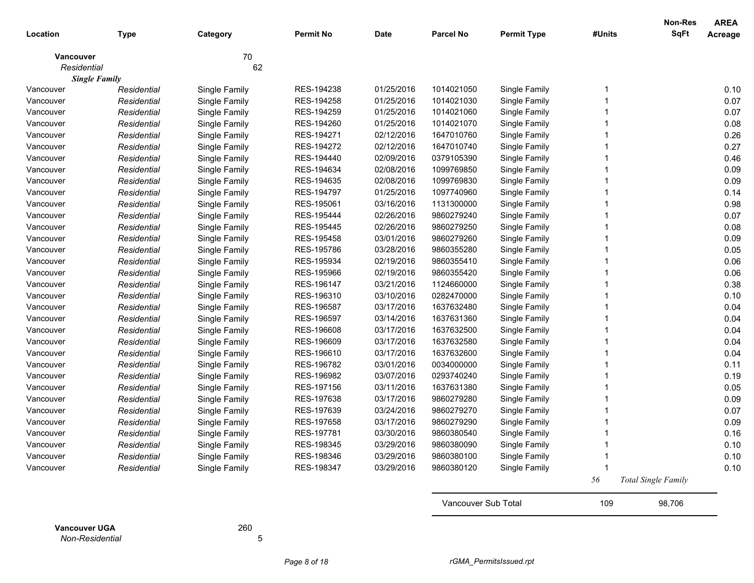| Location | Type | Category | Permit No | Date | Parcel No | Permit Type | #Units | Non-Res SqFt | AREA Acreage |
|---|---|---|---|---|---|---|---|---|---|
| **Vancouver** | | 70 | | | | | | | |
| *Residential* | | 62 | | | | | | | |
| ***Single Family*** | | | | | | | | | |
| Vancouver | *Residential* | Single Family | RES-194238 | 01/25/2016 | 1014021050 | Single Family | 1 | | 0.10 |
| Vancouver | *Residential* | Single Family | RES-194258 | 01/25/2016 | 1014021030 | Single Family | 1 | | 0.07 |
| Vancouver | *Residential* | Single Family | RES-194259 | 01/25/2016 | 1014021060 | Single Family | 1 | | 0.07 |
| Vancouver | *Residential* | Single Family | RES-194260 | 01/25/2016 | 1014021070 | Single Family | 1 | | 0.08 |
| Vancouver | *Residential* | Single Family | RES-194271 | 02/12/2016 | 1647010760 | Single Family | 1 | | 0.26 |
| Vancouver | *Residential* | Single Family | RES-194272 | 02/12/2016 | 1647010740 | Single Family | 1 | | 0.27 |
| Vancouver | *Residential* | Single Family | RES-194440 | 02/09/2016 | 0379105390 | Single Family | 1 | | 0.46 |
| Vancouver | *Residential* | Single Family | RES-194634 | 02/08/2016 | 1099769850 | Single Family | 1 | | 0.09 |
| Vancouver | *Residential* | Single Family | RES-194635 | 02/08/2016 | 1099769830 | Single Family | 1 | | 0.09 |
| Vancouver | *Residential* | Single Family | RES-194797 | 01/25/2016 | 1097740960 | Single Family | 1 | | 0.14 |
| Vancouver | *Residential* | Single Family | RES-195061 | 03/16/2016 | 1131300000 | Single Family | 1 | | 0.98 |
| Vancouver | *Residential* | Single Family | RES-195444 | 02/26/2016 | 9860279240 | Single Family | 1 | | 0.07 |
| Vancouver | *Residential* | Single Family | RES-195445 | 02/26/2016 | 9860279250 | Single Family | 1 | | 0.08 |
| Vancouver | *Residential* | Single Family | RES-195458 | 03/01/2016 | 9860279260 | Single Family | 1 | | 0.09 |
| Vancouver | *Residential* | Single Family | RES-195786 | 03/28/2016 | 9860355280 | Single Family | 1 | | 0.05 |
| Vancouver | *Residential* | Single Family | RES-195934 | 02/19/2016 | 9860355410 | Single Family | 1 | | 0.06 |
| Vancouver | *Residential* | Single Family | RES-195966 | 02/19/2016 | 9860355420 | Single Family | 1 | | 0.06 |
| Vancouver | *Residential* | Single Family | RES-196147 | 03/21/2016 | 1124660000 | Single Family | 1 | | 0.38 |
| Vancouver | *Residential* | Single Family | RES-196310 | 03/10/2016 | 0282470000 | Single Family | 1 | | 0.10 |
| Vancouver | *Residential* | Single Family | RES-196587 | 03/17/2016 | 1637632480 | Single Family | 1 | | 0.04 |
| Vancouver | *Residential* | Single Family | RES-196597 | 03/14/2016 | 1637631360 | Single Family | 1 | | 0.04 |
| Vancouver | *Residential* | Single Family | RES-196608 | 03/17/2016 | 1637632500 | Single Family | 1 | | 0.04 |
| Vancouver | *Residential* | Single Family | RES-196609 | 03/17/2016 | 1637632580 | Single Family | 1 | | 0.04 |
| Vancouver | *Residential* | Single Family | RES-196610 | 03/17/2016 | 1637632600 | Single Family | 1 | | 0.04 |
| Vancouver | *Residential* | Single Family | RES-196782 | 03/01/2016 | 0034000000 | Single Family | 1 | | 0.11 |
| Vancouver | *Residential* | Single Family | RES-196982 | 03/07/2016 | 0293740240 | Single Family | 1 | | 0.19 |
| Vancouver | *Residential* | Single Family | RES-197156 | 03/11/2016 | 1637631380 | Single Family | 1 | | 0.05 |
| Vancouver | *Residential* | Single Family | RES-197638 | 03/17/2016 | 9860279280 | Single Family | 1 | | 0.09 |
| Vancouver | *Residential* | Single Family | RES-197639 | 03/24/2016 | 9860279270 | Single Family | 1 | | 0.07 |
| Vancouver | *Residential* | Single Family | RES-197658 | 03/17/2016 | 9860279290 | Single Family | 1 | | 0.09 |
| Vancouver | *Residential* | Single Family | RES-197781 | 03/30/2016 | 9860380540 | Single Family | 1 | | 0.16 |
| Vancouver | *Residential* | Single Family | RES-198345 | 03/29/2016 | 9860380090 | Single Family | 1 | | 0.10 |
| Vancouver | *Residential* | Single Family | RES-198346 | 03/29/2016 | 9860380100 | Single Family | 1 | | 0.10 |
| Vancouver | *Residential* | Single Family | RES-198347 | 03/29/2016 | 9860380120 | Single Family | 1 | | 0.10 |
| | | | | | | | *56* | *Total Single Family* | |
| | | | | | Vancouver Sub Total | | 109 | 98,706 | |
| **Vancouver UGA** | | 260 | | | | | | | |
| *Non-Residential* | | 5 | | | | | | | |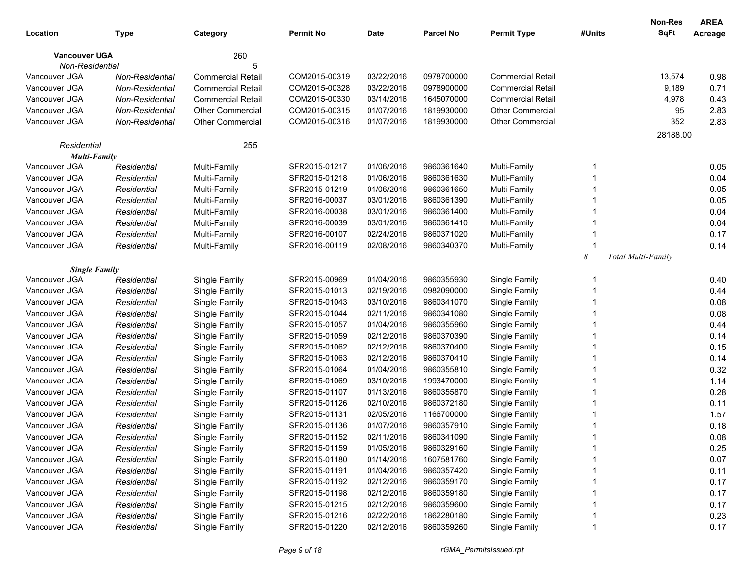| Location | Type | Category | Permit No | Date | Parcel No | Permit Type | #Units | Non-Res SqFt | AREA Acreage |
|---|---|---|---|---|---|---|---|---|---|
| **Vancouver UGA** | | 260 | | | | | | | |
| *Non-Residential* | | 5 | | | | | | | |
| Vancouver UGA | *Non-Residential* | Commercial Retail | COM2015-00319 | 03/22/2016 | 0978700000 | Commercial Retail | | 13,574 | 0.98 |
| Vancouver UGA | *Non-Residential* | Commercial Retail | COM2015-00328 | 03/22/2016 | 0978900000 | Commercial Retail | | 9,189 | 0.71 |
| Vancouver UGA | *Non-Residential* | Commercial Retail | COM2015-00330 | 03/14/2016 | 1645070000 | Commercial Retail | | 4,978 | 0.43 |
| Vancouver UGA | *Non-Residential* | Other Commercial | COM2015-00315 | 01/07/2016 | 1819930000 | Other Commercial | | 95 | 2.83 |
| Vancouver UGA | *Non-Residential* | Other Commercial | COM2015-00316 | 01/07/2016 | 1819930000 | Other Commercial | | 352 | 2.83 |
| | | | | | | | | 28188.00 | |
| *Residential* | | 255 | | | | | | | |
| ***Multi-Family*** | | | | | | | | | |
| Vancouver UGA | *Residential* | Multi-Family | SFR2015-01217 | 01/06/2016 | 9860361640 | Multi-Family | 1 | | 0.05 |
| Vancouver UGA | *Residential* | Multi-Family | SFR2015-01218 | 01/06/2016 | 9860361630 | Multi-Family | 1 | | 0.04 |
| Vancouver UGA | *Residential* | Multi-Family | SFR2015-01219 | 01/06/2016 | 9860361650 | Multi-Family | 1 | | 0.05 |
| Vancouver UGA | *Residential* | Multi-Family | SFR2016-00037 | 03/01/2016 | 9860361390 | Multi-Family | 1 | | 0.05 |
| Vancouver UGA | *Residential* | Multi-Family | SFR2016-00038 | 03/01/2016 | 9860361400 | Multi-Family | 1 | | 0.04 |
| Vancouver UGA | *Residential* | Multi-Family | SFR2016-00039 | 03/01/2016 | 9860361410 | Multi-Family | 1 | | 0.04 |
| Vancouver UGA | *Residential* | Multi-Family | SFR2016-00107 | 02/24/2016 | 9860371020 | Multi-Family | 1 | | 0.17 |
| Vancouver UGA | *Residential* | Multi-Family | SFR2016-00119 | 02/08/2016 | 9860340370 | Multi-Family | 1 | | 0.14 |
| | | | | | | | *8* | *Total Multi-Family* | |
| ***Single Family*** | | | | | | | | | |
| Vancouver UGA | *Residential* | Single Family | SFR2015-00969 | 01/04/2016 | 9860355930 | Single Family | 1 | | 0.40 |
| Vancouver UGA | *Residential* | Single Family | SFR2015-01013 | 02/19/2016 | 0982090000 | Single Family | 1 | | 0.44 |
| Vancouver UGA | *Residential* | Single Family | SFR2015-01043 | 03/10/2016 | 9860341070 | Single Family | 1 | | 0.08 |
| Vancouver UGA | *Residential* | Single Family | SFR2015-01044 | 02/11/2016 | 9860341080 | Single Family | 1 | | 0.08 |
| Vancouver UGA | *Residential* | Single Family | SFR2015-01057 | 01/04/2016 | 9860355960 | Single Family | 1 | | 0.44 |
| Vancouver UGA | *Residential* | Single Family | SFR2015-01059 | 02/12/2016 | 9860370390 | Single Family | 1 | | 0.14 |
| Vancouver UGA | *Residential* | Single Family | SFR2015-01062 | 02/12/2016 | 9860370400 | Single Family | 1 | | 0.15 |
| Vancouver UGA | *Residential* | Single Family | SFR2015-01063 | 02/12/2016 | 9860370410 | Single Family | 1 | | 0.14 |
| Vancouver UGA | *Residential* | Single Family | SFR2015-01064 | 01/04/2016 | 9860355810 | Single Family | 1 | | 0.32 |
| Vancouver UGA | *Residential* | Single Family | SFR2015-01069 | 03/10/2016 | 1993470000 | Single Family | 1 | | 1.14 |
| Vancouver UGA | *Residential* | Single Family | SFR2015-01107 | 01/13/2016 | 9860355870 | Single Family | 1 | | 0.28 |
| Vancouver UGA | *Residential* | Single Family | SFR2015-01126 | 02/10/2016 | 9860372180 | Single Family | 1 | | 0.11 |
| Vancouver UGA | *Residential* | Single Family | SFR2015-01131 | 02/05/2016 | 1166700000 | Single Family | 1 | | 1.57 |
| Vancouver UGA | *Residential* | Single Family | SFR2015-01136 | 01/07/2016 | 9860357910 | Single Family | 1 | | 0.18 |
| Vancouver UGA | *Residential* | Single Family | SFR2015-01152 | 02/11/2016 | 9860341090 | Single Family | 1 | | 0.08 |
| Vancouver UGA | *Residential* | Single Family | SFR2015-01159 | 01/05/2016 | 9860329160 | Single Family | 1 | | 0.25 |
| Vancouver UGA | *Residential* | Single Family | SFR2015-01180 | 01/14/2016 | 1607581760 | Single Family | 1 | | 0.07 |
| Vancouver UGA | *Residential* | Single Family | SFR2015-01191 | 01/04/2016 | 9860357420 | Single Family | 1 | | 0.11 |
| Vancouver UGA | *Residential* | Single Family | SFR2015-01192 | 02/12/2016 | 9860359170 | Single Family | 1 | | 0.17 |
| Vancouver UGA | *Residential* | Single Family | SFR2015-01198 | 02/12/2016 | 9860359180 | Single Family | 1 | | 0.17 |
| Vancouver UGA | *Residential* | Single Family | SFR2015-01215 | 02/12/2016 | 9860359600 | Single Family | 1 | | 0.17 |
| Vancouver UGA | *Residential* | Single Family | SFR2015-01216 | 02/22/2016 | 1862280180 | Single Family | 1 | | 0.23 |
| Vancouver UGA | *Residential* | Single Family | SFR2015-01220 | 02/12/2016 | 9860359260 | Single Family | 1 | | 0.17 |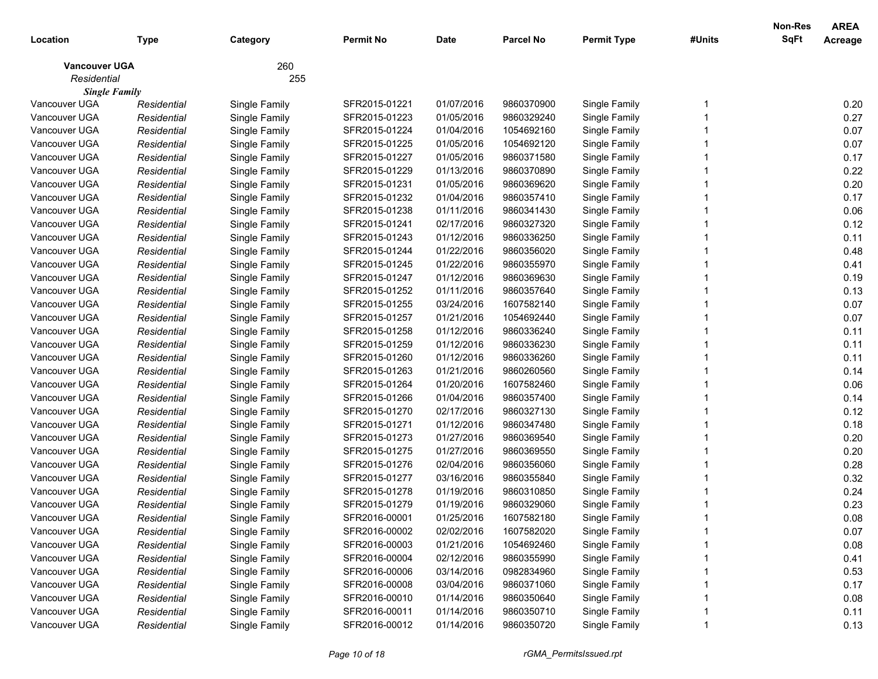| Location | Type | Category | Permit No | Date | Parcel No | Permit Type | #Units | Non-Res SqFt | AREA Acreage |
|---|---|---|---|---|---|---|---|---|---|
| **Vancouver UGA** | | 260 | | | | | | | |
| *Residential* | | 255 | | | | | | | |
| ***Single Family*** | | | | | | | | | |
| Vancouver UGA | *Residential* | Single Family | SFR2015-01221 | 01/07/2016 | 9860370900 | Single Family | 1 | | 0.20 |
| Vancouver UGA | *Residential* | Single Family | SFR2015-01223 | 01/05/2016 | 9860329240 | Single Family | 1 | | 0.27 |
| Vancouver UGA | *Residential* | Single Family | SFR2015-01224 | 01/04/2016 | 1054692160 | Single Family | 1 | | 0.07 |
| Vancouver UGA | *Residential* | Single Family | SFR2015-01225 | 01/05/2016 | 1054692120 | Single Family | 1 | | 0.07 |
| Vancouver UGA | *Residential* | Single Family | SFR2015-01227 | 01/05/2016 | 9860371580 | Single Family | 1 | | 0.17 |
| Vancouver UGA | *Residential* | Single Family | SFR2015-01229 | 01/13/2016 | 9860370890 | Single Family | 1 | | 0.22 |
| Vancouver UGA | *Residential* | Single Family | SFR2015-01231 | 01/05/2016 | 9860369620 | Single Family | 1 | | 0.20 |
| Vancouver UGA | *Residential* | Single Family | SFR2015-01232 | 01/04/2016 | 9860357410 | Single Family | 1 | | 0.17 |
| Vancouver UGA | *Residential* | Single Family | SFR2015-01238 | 01/11/2016 | 9860341430 | Single Family | 1 | | 0.06 |
| Vancouver UGA | *Residential* | Single Family | SFR2015-01241 | 02/17/2016 | 9860327320 | Single Family | 1 | | 0.12 |
| Vancouver UGA | *Residential* | Single Family | SFR2015-01243 | 01/12/2016 | 9860336250 | Single Family | 1 | | 0.11 |
| Vancouver UGA | *Residential* | Single Family | SFR2015-01244 | 01/22/2016 | 9860356020 | Single Family | 1 | | 0.48 |
| Vancouver UGA | *Residential* | Single Family | SFR2015-01245 | 01/22/2016 | 9860355970 | Single Family | 1 | | 0.41 |
| Vancouver UGA | *Residential* | Single Family | SFR2015-01247 | 01/12/2016 | 9860369630 | Single Family | 1 | | 0.19 |
| Vancouver UGA | *Residential* | Single Family | SFR2015-01252 | 01/11/2016 | 9860357640 | Single Family | 1 | | 0.13 |
| Vancouver UGA | *Residential* | Single Family | SFR2015-01255 | 03/24/2016 | 1607582140 | Single Family | 1 | | 0.07 |
| Vancouver UGA | *Residential* | Single Family | SFR2015-01257 | 01/21/2016 | 1054692440 | Single Family | 1 | | 0.07 |
| Vancouver UGA | *Residential* | Single Family | SFR2015-01258 | 01/12/2016 | 9860336240 | Single Family | 1 | | 0.11 |
| Vancouver UGA | *Residential* | Single Family | SFR2015-01259 | 01/12/2016 | 9860336230 | Single Family | 1 | | 0.11 |
| Vancouver UGA | *Residential* | Single Family | SFR2015-01260 | 01/12/2016 | 9860336260 | Single Family | 1 | | 0.11 |
| Vancouver UGA | *Residential* | Single Family | SFR2015-01263 | 01/21/2016 | 9860260560 | Single Family | 1 | | 0.14 |
| Vancouver UGA | *Residential* | Single Family | SFR2015-01264 | 01/20/2016 | 1607582460 | Single Family | 1 | | 0.06 |
| Vancouver UGA | *Residential* | Single Family | SFR2015-01266 | 01/04/2016 | 9860357400 | Single Family | 1 | | 0.14 |
| Vancouver UGA | *Residential* | Single Family | SFR2015-01270 | 02/17/2016 | 9860327130 | Single Family | 1 | | 0.12 |
| Vancouver UGA | *Residential* | Single Family | SFR2015-01271 | 01/12/2016 | 9860347480 | Single Family | 1 | | 0.18 |
| Vancouver UGA | *Residential* | Single Family | SFR2015-01273 | 01/27/2016 | 9860369540 | Single Family | 1 | | 0.20 |
| Vancouver UGA | *Residential* | Single Family | SFR2015-01275 | 01/27/2016 | 9860369550 | Single Family | 1 | | 0.20 |
| Vancouver UGA | *Residential* | Single Family | SFR2015-01276 | 02/04/2016 | 9860356060 | Single Family | 1 | | 0.28 |
| Vancouver UGA | *Residential* | Single Family | SFR2015-01277 | 03/16/2016 | 9860355840 | Single Family | 1 | | 0.32 |
| Vancouver UGA | *Residential* | Single Family | SFR2015-01278 | 01/19/2016 | 9860310850 | Single Family | 1 | | 0.24 |
| Vancouver UGA | *Residential* | Single Family | SFR2015-01279 | 01/19/2016 | 9860329060 | Single Family | 1 | | 0.23 |
| Vancouver UGA | *Residential* | Single Family | SFR2016-00001 | 01/25/2016 | 1607582180 | Single Family | 1 | | 0.08 |
| Vancouver UGA | *Residential* | Single Family | SFR2016-00002 | 02/02/2016 | 1607582020 | Single Family | 1 | | 0.07 |
| Vancouver UGA | *Residential* | Single Family | SFR2016-00003 | 01/21/2016 | 1054692460 | Single Family | 1 | | 0.08 |
| Vancouver UGA | *Residential* | Single Family | SFR2016-00004 | 02/12/2016 | 9860355990 | Single Family | 1 | | 0.41 |
| Vancouver UGA | *Residential* | Single Family | SFR2016-00006 | 03/14/2016 | 0982834960 | Single Family | 1 | | 0.53 |
| Vancouver UGA | *Residential* | Single Family | SFR2016-00008 | 03/04/2016 | 9860371060 | Single Family | 1 | | 0.17 |
| Vancouver UGA | *Residential* | Single Family | SFR2016-00010 | 01/14/2016 | 9860350640 | Single Family | 1 | | 0.08 |
| Vancouver UGA | *Residential* | Single Family | SFR2016-00011 | 01/14/2016 | 9860350710 | Single Family | 1 | | 0.11 |
| Vancouver UGA | *Residential* | Single Family | SFR2016-00012 | 01/14/2016 | 9860350720 | Single Family | 1 | | 0.13 |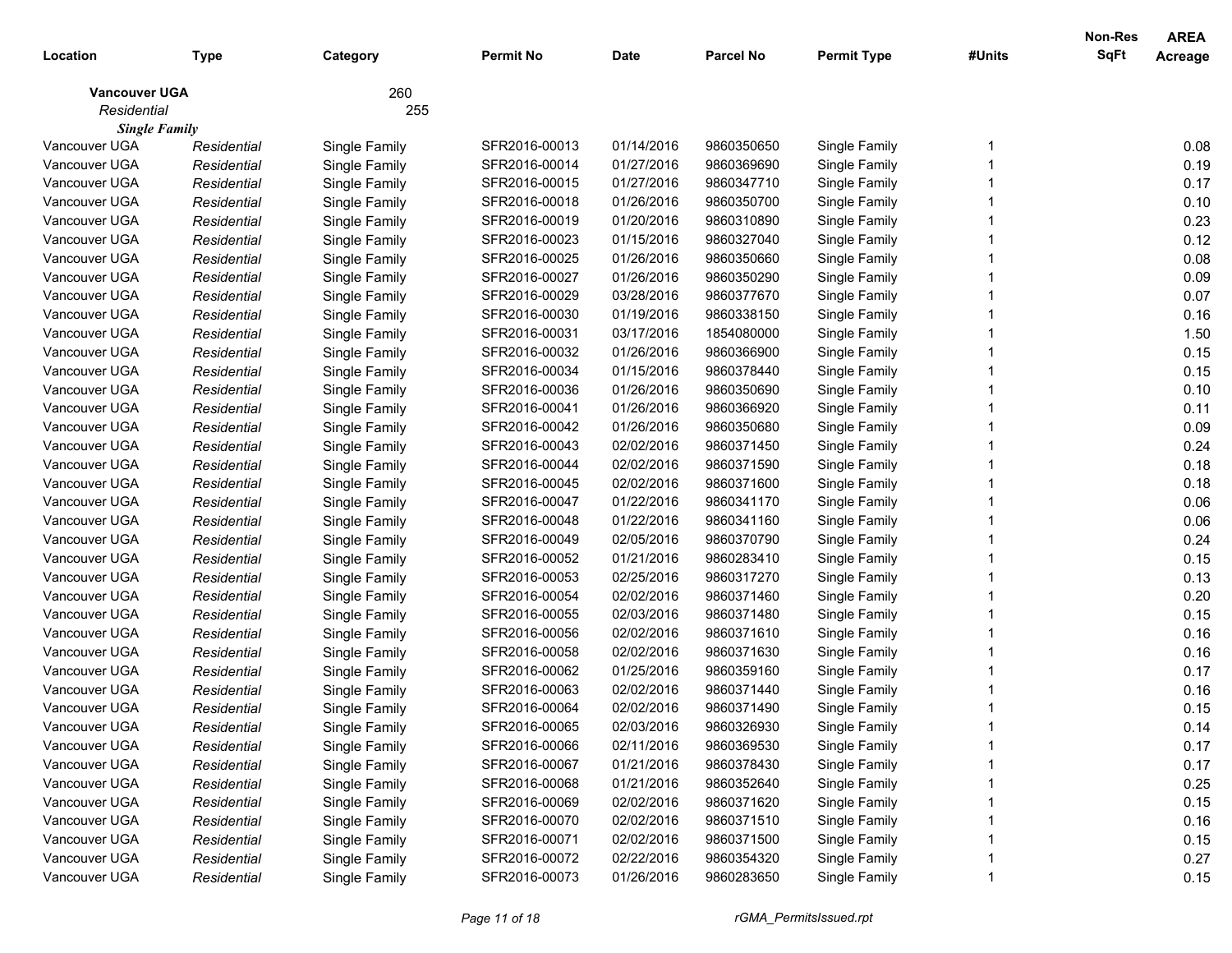| Location | Type | Category | Permit No | Date | Parcel No | Permit Type | #Units | Non-Res SqFt | AREA Acreage |
|---|---|---|---|---|---|---|---|---|---|
| **Vancouver UGA** | | 260 | | | | | | | |
| *Residential* | | 255 | | | | | | | |
| ***Single Family*** | | | | | | | | | |
| Vancouver UGA | *Residential* | Single Family | SFR2016-00013 | 01/14/2016 | 9860350650 | Single Family | 1 | | 0.08 |
| Vancouver UGA | *Residential* | Single Family | SFR2016-00014 | 01/27/2016 | 9860369690 | Single Family | 1 | | 0.19 |
| Vancouver UGA | *Residential* | Single Family | SFR2016-00015 | 01/27/2016 | 9860347710 | Single Family | 1 | | 0.17 |
| Vancouver UGA | *Residential* | Single Family | SFR2016-00018 | 01/26/2016 | 9860350700 | Single Family | 1 | | 0.10 |
| Vancouver UGA | *Residential* | Single Family | SFR2016-00019 | 01/20/2016 | 9860310890 | Single Family | 1 | | 0.23 |
| Vancouver UGA | *Residential* | Single Family | SFR2016-00023 | 01/15/2016 | 9860327040 | Single Family | 1 | | 0.12 |
| Vancouver UGA | *Residential* | Single Family | SFR2016-00025 | 01/26/2016 | 9860350660 | Single Family | 1 | | 0.08 |
| Vancouver UGA | *Residential* | Single Family | SFR2016-00027 | 01/26/2016 | 9860350290 | Single Family | 1 | | 0.09 |
| Vancouver UGA | *Residential* | Single Family | SFR2016-00029 | 03/28/2016 | 9860377670 | Single Family | 1 | | 0.07 |
| Vancouver UGA | *Residential* | Single Family | SFR2016-00030 | 01/19/2016 | 9860338150 | Single Family | 1 | | 0.16 |
| Vancouver UGA | *Residential* | Single Family | SFR2016-00031 | 03/17/2016 | 1854080000 | Single Family | 1 | | 1.50 |
| Vancouver UGA | *Residential* | Single Family | SFR2016-00032 | 01/26/2016 | 9860366900 | Single Family | 1 | | 0.15 |
| Vancouver UGA | *Residential* | Single Family | SFR2016-00034 | 01/15/2016 | 9860378440 | Single Family | 1 | | 0.15 |
| Vancouver UGA | *Residential* | Single Family | SFR2016-00036 | 01/26/2016 | 9860350690 | Single Family | 1 | | 0.10 |
| Vancouver UGA | *Residential* | Single Family | SFR2016-00041 | 01/26/2016 | 9860366920 | Single Family | 1 | | 0.11 |
| Vancouver UGA | *Residential* | Single Family | SFR2016-00042 | 01/26/2016 | 9860350680 | Single Family | 1 | | 0.09 |
| Vancouver UGA | *Residential* | Single Family | SFR2016-00043 | 02/02/2016 | 9860371450 | Single Family | 1 | | 0.24 |
| Vancouver UGA | *Residential* | Single Family | SFR2016-00044 | 02/02/2016 | 9860371590 | Single Family | 1 | | 0.18 |
| Vancouver UGA | *Residential* | Single Family | SFR2016-00045 | 02/02/2016 | 9860371600 | Single Family | 1 | | 0.18 |
| Vancouver UGA | *Residential* | Single Family | SFR2016-00047 | 01/22/2016 | 9860341170 | Single Family | 1 | | 0.06 |
| Vancouver UGA | *Residential* | Single Family | SFR2016-00048 | 01/22/2016 | 9860341160 | Single Family | 1 | | 0.06 |
| Vancouver UGA | *Residential* | Single Family | SFR2016-00049 | 02/05/2016 | 9860370790 | Single Family | 1 | | 0.24 |
| Vancouver UGA | *Residential* | Single Family | SFR2016-00052 | 01/21/2016 | 9860283410 | Single Family | 1 | | 0.15 |
| Vancouver UGA | *Residential* | Single Family | SFR2016-00053 | 02/25/2016 | 9860317270 | Single Family | 1 | | 0.13 |
| Vancouver UGA | *Residential* | Single Family | SFR2016-00054 | 02/02/2016 | 9860371460 | Single Family | 1 | | 0.20 |
| Vancouver UGA | *Residential* | Single Family | SFR2016-00055 | 02/03/2016 | 9860371480 | Single Family | 1 | | 0.15 |
| Vancouver UGA | *Residential* | Single Family | SFR2016-00056 | 02/02/2016 | 9860371610 | Single Family | 1 | | 0.16 |
| Vancouver UGA | *Residential* | Single Family | SFR2016-00058 | 02/02/2016 | 9860371630 | Single Family | 1 | | 0.16 |
| Vancouver UGA | *Residential* | Single Family | SFR2016-00062 | 01/25/2016 | 9860359160 | Single Family | 1 | | 0.17 |
| Vancouver UGA | *Residential* | Single Family | SFR2016-00063 | 02/02/2016 | 9860371440 | Single Family | 1 | | 0.16 |
| Vancouver UGA | *Residential* | Single Family | SFR2016-00064 | 02/02/2016 | 9860371490 | Single Family | 1 | | 0.15 |
| Vancouver UGA | *Residential* | Single Family | SFR2016-00065 | 02/03/2016 | 9860326930 | Single Family | 1 | | 0.14 |
| Vancouver UGA | *Residential* | Single Family | SFR2016-00066 | 02/11/2016 | 9860369530 | Single Family | 1 | | 0.17 |
| Vancouver UGA | *Residential* | Single Family | SFR2016-00067 | 01/21/2016 | 9860378430 | Single Family | 1 | | 0.17 |
| Vancouver UGA | *Residential* | Single Family | SFR2016-00068 | 01/21/2016 | 9860352640 | Single Family | 1 | | 0.25 |
| Vancouver UGA | *Residential* | Single Family | SFR2016-00069 | 02/02/2016 | 9860371620 | Single Family | 1 | | 0.15 |
| Vancouver UGA | *Residential* | Single Family | SFR2016-00070 | 02/02/2016 | 9860371510 | Single Family | 1 | | 0.16 |
| Vancouver UGA | *Residential* | Single Family | SFR2016-00071 | 02/02/2016 | 9860371500 | Single Family | 1 | | 0.15 |
| Vancouver UGA | *Residential* | Single Family | SFR2016-00072 | 02/22/2016 | 9860354320 | Single Family | 1 | | 0.27 |
| Vancouver UGA | *Residential* | Single Family | SFR2016-00073 | 01/26/2016 | 9860283650 | Single Family | 1 | | 0.15 |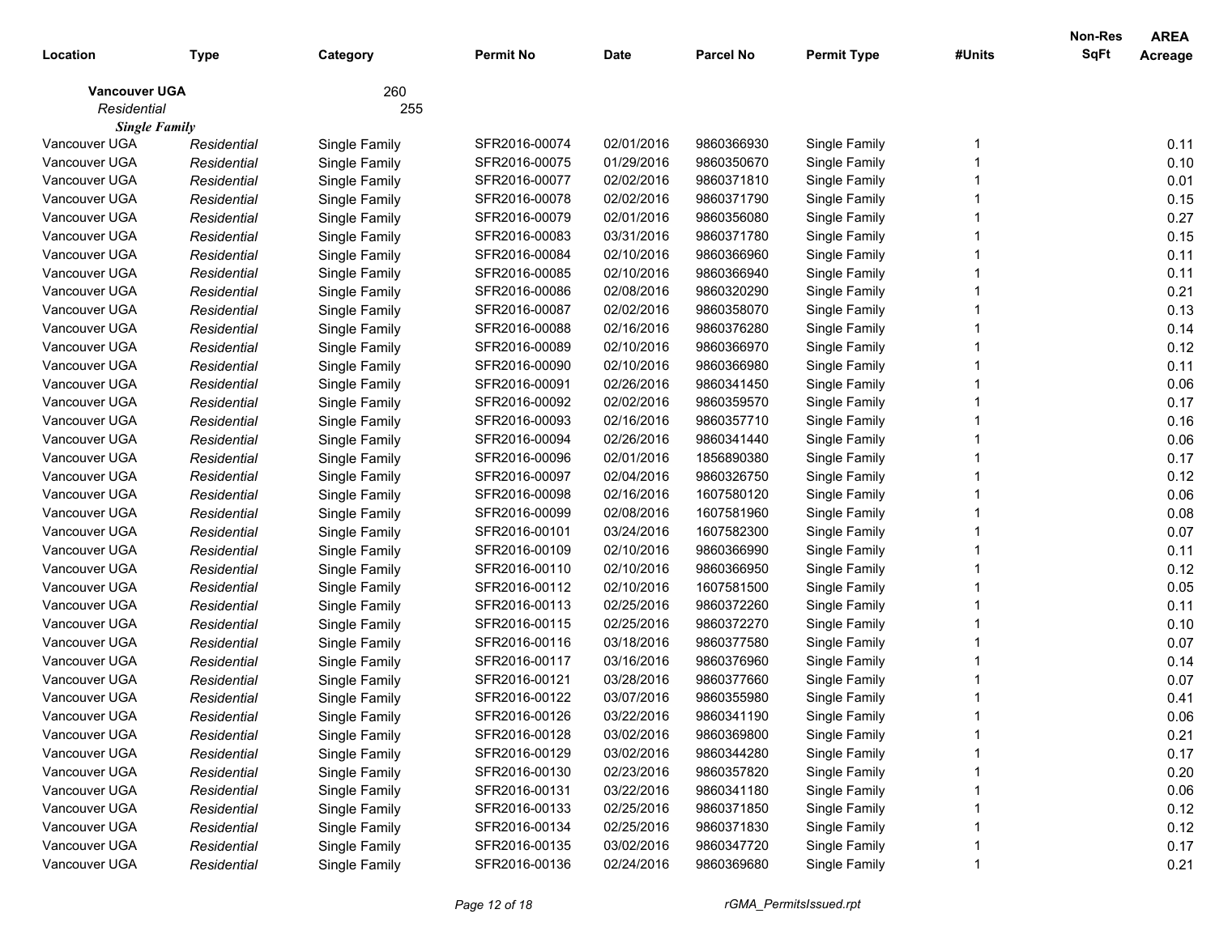| Location | Type | Category | Permit No | Date | Parcel No | Permit Type | #Units | Non-Res SqFt | AREA Acreage |
|---|---|---|---|---|---|---|---|---|---|
| **Vancouver UGA** | | 260 | | | | | | | |
| *Residential* | | 255 | | | | | | | |
| ***Single Family*** | | | | | | | | | |
| Vancouver UGA | *Residential* | Single Family | SFR2016-00074 | 02/01/2016 | 9860366930 | Single Family | 1 | | 0.11 |
| Vancouver UGA | *Residential* | Single Family | SFR2016-00075 | 01/29/2016 | 9860350670 | Single Family | 1 | | 0.10 |
| Vancouver UGA | *Residential* | Single Family | SFR2016-00077 | 02/02/2016 | 9860371810 | Single Family | 1 | | 0.01 |
| Vancouver UGA | *Residential* | Single Family | SFR2016-00078 | 02/02/2016 | 9860371790 | Single Family | 1 | | 0.15 |
| Vancouver UGA | *Residential* | Single Family | SFR2016-00079 | 02/01/2016 | 9860356080 | Single Family | 1 | | 0.27 |
| Vancouver UGA | *Residential* | Single Family | SFR2016-00083 | 03/31/2016 | 9860371780 | Single Family | 1 | | 0.15 |
| Vancouver UGA | *Residential* | Single Family | SFR2016-00084 | 02/10/2016 | 9860366960 | Single Family | 1 | | 0.11 |
| Vancouver UGA | *Residential* | Single Family | SFR2016-00085 | 02/10/2016 | 9860366940 | Single Family | 1 | | 0.11 |
| Vancouver UGA | *Residential* | Single Family | SFR2016-00086 | 02/08/2016 | 9860320290 | Single Family | 1 | | 0.21 |
| Vancouver UGA | *Residential* | Single Family | SFR2016-00087 | 02/02/2016 | 9860358070 | Single Family | 1 | | 0.13 |
| Vancouver UGA | *Residential* | Single Family | SFR2016-00088 | 02/16/2016 | 9860376280 | Single Family | 1 | | 0.14 |
| Vancouver UGA | *Residential* | Single Family | SFR2016-00089 | 02/10/2016 | 9860366970 | Single Family | 1 | | 0.12 |
| Vancouver UGA | *Residential* | Single Family | SFR2016-00090 | 02/10/2016 | 9860366980 | Single Family | 1 | | 0.11 |
| Vancouver UGA | *Residential* | Single Family | SFR2016-00091 | 02/26/2016 | 9860341450 | Single Family | 1 | | 0.06 |
| Vancouver UGA | *Residential* | Single Family | SFR2016-00092 | 02/02/2016 | 9860359570 | Single Family | 1 | | 0.17 |
| Vancouver UGA | *Residential* | Single Family | SFR2016-00093 | 02/16/2016 | 9860357710 | Single Family | 1 | | 0.16 |
| Vancouver UGA | *Residential* | Single Family | SFR2016-00094 | 02/26/2016 | 9860341440 | Single Family | 1 | | 0.06 |
| Vancouver UGA | *Residential* | Single Family | SFR2016-00096 | 02/01/2016 | 1856890380 | Single Family | 1 | | 0.17 |
| Vancouver UGA | *Residential* | Single Family | SFR2016-00097 | 02/04/2016 | 9860326750 | Single Family | 1 | | 0.12 |
| Vancouver UGA | *Residential* | Single Family | SFR2016-00098 | 02/16/2016 | 1607580120 | Single Family | 1 | | 0.06 |
| Vancouver UGA | *Residential* | Single Family | SFR2016-00099 | 02/08/2016 | 1607581960 | Single Family | 1 | | 0.08 |
| Vancouver UGA | *Residential* | Single Family | SFR2016-00101 | 03/24/2016 | 1607582300 | Single Family | 1 | | 0.07 |
| Vancouver UGA | *Residential* | Single Family | SFR2016-00109 | 02/10/2016 | 9860366990 | Single Family | 1 | | 0.11 |
| Vancouver UGA | *Residential* | Single Family | SFR2016-00110 | 02/10/2016 | 9860366950 | Single Family | 1 | | 0.12 |
| Vancouver UGA | *Residential* | Single Family | SFR2016-00112 | 02/10/2016 | 1607581500 | Single Family | 1 | | 0.05 |
| Vancouver UGA | *Residential* | Single Family | SFR2016-00113 | 02/25/2016 | 9860372260 | Single Family | 1 | | 0.11 |
| Vancouver UGA | *Residential* | Single Family | SFR2016-00115 | 02/25/2016 | 9860372270 | Single Family | 1 | | 0.10 |
| Vancouver UGA | *Residential* | Single Family | SFR2016-00116 | 03/18/2016 | 9860377580 | Single Family | 1 | | 0.07 |
| Vancouver UGA | *Residential* | Single Family | SFR2016-00117 | 03/16/2016 | 9860376960 | Single Family | 1 | | 0.14 |
| Vancouver UGA | *Residential* | Single Family | SFR2016-00121 | 03/28/2016 | 9860377660 | Single Family | 1 | | 0.07 |
| Vancouver UGA | *Residential* | Single Family | SFR2016-00122 | 03/07/2016 | 9860355980 | Single Family | 1 | | 0.41 |
| Vancouver UGA | *Residential* | Single Family | SFR2016-00126 | 03/22/2016 | 9860341190 | Single Family | 1 | | 0.06 |
| Vancouver UGA | *Residential* | Single Family | SFR2016-00128 | 03/02/2016 | 9860369800 | Single Family | 1 | | 0.21 |
| Vancouver UGA | *Residential* | Single Family | SFR2016-00129 | 03/02/2016 | 9860344280 | Single Family | 1 | | 0.17 |
| Vancouver UGA | *Residential* | Single Family | SFR2016-00130 | 02/23/2016 | 9860357820 | Single Family | 1 | | 0.20 |
| Vancouver UGA | *Residential* | Single Family | SFR2016-00131 | 03/22/2016 | 9860341180 | Single Family | 1 | | 0.06 |
| Vancouver UGA | *Residential* | Single Family | SFR2016-00133 | 02/25/2016 | 9860371850 | Single Family | 1 | | 0.12 |
| Vancouver UGA | *Residential* | Single Family | SFR2016-00134 | 02/25/2016 | 9860371830 | Single Family | 1 | | 0.12 |
| Vancouver UGA | *Residential* | Single Family | SFR2016-00135 | 03/02/2016 | 9860347720 | Single Family | 1 | | 0.17 |
| Vancouver UGA | *Residential* | Single Family | SFR2016-00136 | 02/24/2016 | 9860369680 | Single Family | 1 | | 0.21 |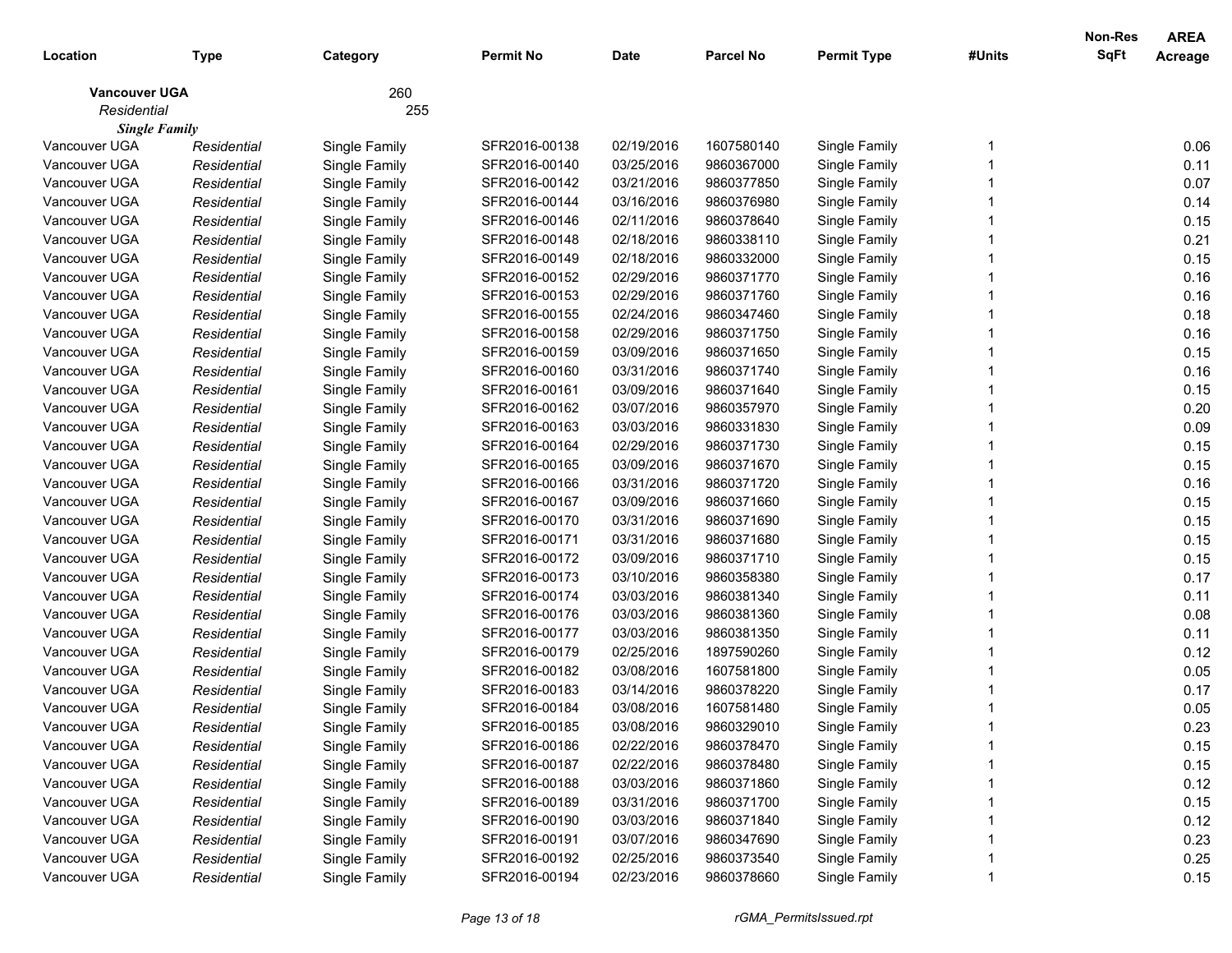| Location | Type | Category | Permit No | Date | Parcel No | Permit Type | #Units | Non-Res SqFt | AREA Acreage |
|---|---|---|---|---|---|---|---|---|---|
| **Vancouver UGA** | | 260 | | | | | | | |
| *Residential* | | 255 | | | | | | | |
| ***Single Family*** | | | | | | | | | |
| Vancouver UGA | *Residential* | Single Family | SFR2016-00138 | 02/19/2016 | 1607580140 | Single Family | 1 | | 0.06 |
| Vancouver UGA | *Residential* | Single Family | SFR2016-00140 | 03/25/2016 | 9860367000 | Single Family | 1 | | 0.11 |
| Vancouver UGA | *Residential* | Single Family | SFR2016-00142 | 03/21/2016 | 9860377850 | Single Family | 1 | | 0.07 |
| Vancouver UGA | *Residential* | Single Family | SFR2016-00144 | 03/16/2016 | 9860376980 | Single Family | 1 | | 0.14 |
| Vancouver UGA | *Residential* | Single Family | SFR2016-00146 | 02/11/2016 | 9860378640 | Single Family | 1 | | 0.15 |
| Vancouver UGA | *Residential* | Single Family | SFR2016-00148 | 02/18/2016 | 9860338110 | Single Family | 1 | | 0.21 |
| Vancouver UGA | *Residential* | Single Family | SFR2016-00149 | 02/18/2016 | 9860332000 | Single Family | 1 | | 0.15 |
| Vancouver UGA | *Residential* | Single Family | SFR2016-00152 | 02/29/2016 | 9860371770 | Single Family | 1 | | 0.16 |
| Vancouver UGA | *Residential* | Single Family | SFR2016-00153 | 02/29/2016 | 9860371760 | Single Family | 1 | | 0.16 |
| Vancouver UGA | *Residential* | Single Family | SFR2016-00155 | 02/24/2016 | 9860347460 | Single Family | 1 | | 0.18 |
| Vancouver UGA | *Residential* | Single Family | SFR2016-00158 | 02/29/2016 | 9860371750 | Single Family | 1 | | 0.16 |
| Vancouver UGA | *Residential* | Single Family | SFR2016-00159 | 03/09/2016 | 9860371650 | Single Family | 1 | | 0.15 |
| Vancouver UGA | *Residential* | Single Family | SFR2016-00160 | 03/31/2016 | 9860371740 | Single Family | 1 | | 0.16 |
| Vancouver UGA | *Residential* | Single Family | SFR2016-00161 | 03/09/2016 | 9860371640 | Single Family | 1 | | 0.15 |
| Vancouver UGA | *Residential* | Single Family | SFR2016-00162 | 03/07/2016 | 9860357970 | Single Family | 1 | | 0.20 |
| Vancouver UGA | *Residential* | Single Family | SFR2016-00163 | 03/03/2016 | 9860331830 | Single Family | 1 | | 0.09 |
| Vancouver UGA | *Residential* | Single Family | SFR2016-00164 | 02/29/2016 | 9860371730 | Single Family | 1 | | 0.15 |
| Vancouver UGA | *Residential* | Single Family | SFR2016-00165 | 03/09/2016 | 9860371670 | Single Family | 1 | | 0.15 |
| Vancouver UGA | *Residential* | Single Family | SFR2016-00166 | 03/31/2016 | 9860371720 | Single Family | 1 | | 0.16 |
| Vancouver UGA | *Residential* | Single Family | SFR2016-00167 | 03/09/2016 | 9860371660 | Single Family | 1 | | 0.15 |
| Vancouver UGA | *Residential* | Single Family | SFR2016-00170 | 03/31/2016 | 9860371690 | Single Family | 1 | | 0.15 |
| Vancouver UGA | *Residential* | Single Family | SFR2016-00171 | 03/31/2016 | 9860371680 | Single Family | 1 | | 0.15 |
| Vancouver UGA | *Residential* | Single Family | SFR2016-00172 | 03/09/2016 | 9860371710 | Single Family | 1 | | 0.15 |
| Vancouver UGA | *Residential* | Single Family | SFR2016-00173 | 03/10/2016 | 9860358380 | Single Family | 1 | | 0.17 |
| Vancouver UGA | *Residential* | Single Family | SFR2016-00174 | 03/03/2016 | 9860381340 | Single Family | 1 | | 0.11 |
| Vancouver UGA | *Residential* | Single Family | SFR2016-00176 | 03/03/2016 | 9860381360 | Single Family | 1 | | 0.08 |
| Vancouver UGA | *Residential* | Single Family | SFR2016-00177 | 03/03/2016 | 9860381350 | Single Family | 1 | | 0.11 |
| Vancouver UGA | *Residential* | Single Family | SFR2016-00179 | 02/25/2016 | 1897590260 | Single Family | 1 | | 0.12 |
| Vancouver UGA | *Residential* | Single Family | SFR2016-00182 | 03/08/2016 | 1607581800 | Single Family | 1 | | 0.05 |
| Vancouver UGA | *Residential* | Single Family | SFR2016-00183 | 03/14/2016 | 9860378220 | Single Family | 1 | | 0.17 |
| Vancouver UGA | *Residential* | Single Family | SFR2016-00184 | 03/08/2016 | 1607581480 | Single Family | 1 | | 0.05 |
| Vancouver UGA | *Residential* | Single Family | SFR2016-00185 | 03/08/2016 | 9860329010 | Single Family | 1 | | 0.23 |
| Vancouver UGA | *Residential* | Single Family | SFR2016-00186 | 02/22/2016 | 9860378470 | Single Family | 1 | | 0.15 |
| Vancouver UGA | *Residential* | Single Family | SFR2016-00187 | 02/22/2016 | 9860378480 | Single Family | 1 | | 0.15 |
| Vancouver UGA | *Residential* | Single Family | SFR2016-00188 | 03/03/2016 | 9860371860 | Single Family | 1 | | 0.12 |
| Vancouver UGA | *Residential* | Single Family | SFR2016-00189 | 03/31/2016 | 9860371700 | Single Family | 1 | | 0.15 |
| Vancouver UGA | *Residential* | Single Family | SFR2016-00190 | 03/03/2016 | 9860371840 | Single Family | 1 | | 0.12 |
| Vancouver UGA | *Residential* | Single Family | SFR2016-00191 | 03/07/2016 | 9860347690 | Single Family | 1 | | 0.23 |
| Vancouver UGA | *Residential* | Single Family | SFR2016-00192 | 02/25/2016 | 9860373540 | Single Family | 1 | | 0.25 |
| Vancouver UGA | *Residential* | Single Family | SFR2016-00194 | 02/23/2016 | 9860378660 | Single Family | 1 | | 0.15 |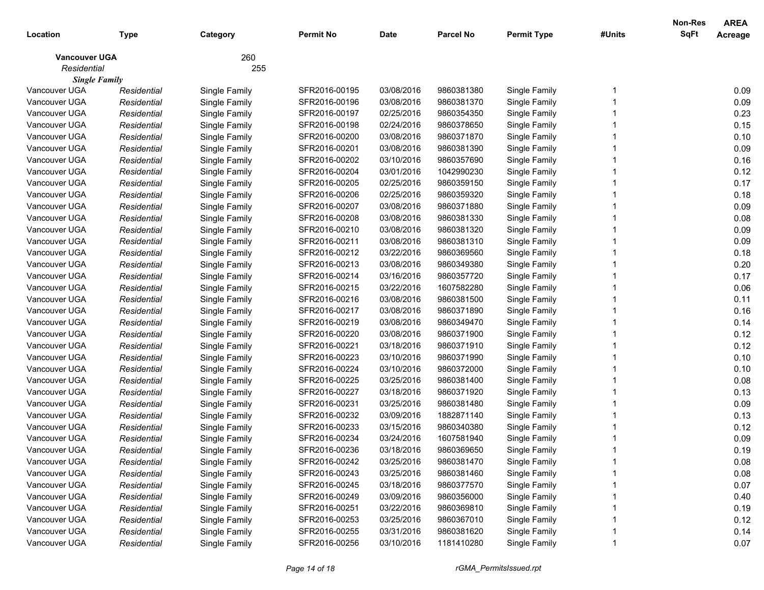| Location | Type | Category | Permit No | Date | Parcel No | Permit Type | #Units | Non-Res SqFt | AREA Acreage |
|---|---|---|---|---|---|---|---|---|---|
| **Vancouver UGA** | | 260 | | | | | | | |
| *Residential* | | 255 | | | | | | | |
| ***Single Family*** | | | | | | | | | |
| Vancouver UGA | *Residential* | Single Family | SFR2016-00195 | 03/08/2016 | 9860381380 | Single Family | 1 | | 0.09 |
| Vancouver UGA | *Residential* | Single Family | SFR2016-00196 | 03/08/2016 | 9860381370 | Single Family | 1 | | 0.09 |
| Vancouver UGA | *Residential* | Single Family | SFR2016-00197 | 02/25/2016 | 9860354350 | Single Family | 1 | | 0.23 |
| Vancouver UGA | *Residential* | Single Family | SFR2016-00198 | 02/24/2016 | 9860378650 | Single Family | 1 | | 0.15 |
| Vancouver UGA | *Residential* | Single Family | SFR2016-00200 | 03/08/2016 | 9860371870 | Single Family | 1 | | 0.10 |
| Vancouver UGA | *Residential* | Single Family | SFR2016-00201 | 03/08/2016 | 9860381390 | Single Family | 1 | | 0.09 |
| Vancouver UGA | *Residential* | Single Family | SFR2016-00202 | 03/10/2016 | 9860357690 | Single Family | 1 | | 0.16 |
| Vancouver UGA | *Residential* | Single Family | SFR2016-00204 | 03/01/2016 | 1042990230 | Single Family | 1 | | 0.12 |
| Vancouver UGA | *Residential* | Single Family | SFR2016-00205 | 02/25/2016 | 9860359150 | Single Family | 1 | | 0.17 |
| Vancouver UGA | *Residential* | Single Family | SFR2016-00206 | 02/25/2016 | 9860359320 | Single Family | 1 | | 0.18 |
| Vancouver UGA | *Residential* | Single Family | SFR2016-00207 | 03/08/2016 | 9860371880 | Single Family | 1 | | 0.09 |
| Vancouver UGA | *Residential* | Single Family | SFR2016-00208 | 03/08/2016 | 9860381330 | Single Family | 1 | | 0.08 |
| Vancouver UGA | *Residential* | Single Family | SFR2016-00210 | 03/08/2016 | 9860381320 | Single Family | 1 | | 0.09 |
| Vancouver UGA | *Residential* | Single Family | SFR2016-00211 | 03/08/2016 | 9860381310 | Single Family | 1 | | 0.09 |
| Vancouver UGA | *Residential* | Single Family | SFR2016-00212 | 03/22/2016 | 9860369560 | Single Family | 1 | | 0.18 |
| Vancouver UGA | *Residential* | Single Family | SFR2016-00213 | 03/08/2016 | 9860349380 | Single Family | 1 | | 0.20 |
| Vancouver UGA | *Residential* | Single Family | SFR2016-00214 | 03/16/2016 | 9860357720 | Single Family | 1 | | 0.17 |
| Vancouver UGA | *Residential* | Single Family | SFR2016-00215 | 03/22/2016 | 1607582280 | Single Family | 1 | | 0.06 |
| Vancouver UGA | *Residential* | Single Family | SFR2016-00216 | 03/08/2016 | 9860381500 | Single Family | 1 | | 0.11 |
| Vancouver UGA | *Residential* | Single Family | SFR2016-00217 | 03/08/2016 | 9860371890 | Single Family | 1 | | 0.16 |
| Vancouver UGA | *Residential* | Single Family | SFR2016-00219 | 03/08/2016 | 9860349470 | Single Family | 1 | | 0.14 |
| Vancouver UGA | *Residential* | Single Family | SFR2016-00220 | 03/08/2016 | 9860371900 | Single Family | 1 | | 0.12 |
| Vancouver UGA | *Residential* | Single Family | SFR2016-00221 | 03/18/2016 | 9860371910 | Single Family | 1 | | 0.12 |
| Vancouver UGA | *Residential* | Single Family | SFR2016-00223 | 03/10/2016 | 9860371990 | Single Family | 1 | | 0.10 |
| Vancouver UGA | *Residential* | Single Family | SFR2016-00224 | 03/10/2016 | 9860372000 | Single Family | 1 | | 0.10 |
| Vancouver UGA | *Residential* | Single Family | SFR2016-00225 | 03/25/2016 | 9860381400 | Single Family | 1 | | 0.08 |
| Vancouver UGA | *Residential* | Single Family | SFR2016-00227 | 03/18/2016 | 9860371920 | Single Family | 1 | | 0.13 |
| Vancouver UGA | *Residential* | Single Family | SFR2016-00231 | 03/25/2016 | 9860381480 | Single Family | 1 | | 0.09 |
| Vancouver UGA | *Residential* | Single Family | SFR2016-00232 | 03/09/2016 | 1882871140 | Single Family | 1 | | 0.13 |
| Vancouver UGA | *Residential* | Single Family | SFR2016-00233 | 03/15/2016 | 9860340380 | Single Family | 1 | | 0.12 |
| Vancouver UGA | *Residential* | Single Family | SFR2016-00234 | 03/24/2016 | 1607581940 | Single Family | 1 | | 0.09 |
| Vancouver UGA | *Residential* | Single Family | SFR2016-00236 | 03/18/2016 | 9860369650 | Single Family | 1 | | 0.19 |
| Vancouver UGA | *Residential* | Single Family | SFR2016-00242 | 03/25/2016 | 9860381470 | Single Family | 1 | | 0.08 |
| Vancouver UGA | *Residential* | Single Family | SFR2016-00243 | 03/25/2016 | 9860381460 | Single Family | 1 | | 0.08 |
| Vancouver UGA | *Residential* | Single Family | SFR2016-00245 | 03/18/2016 | 9860377570 | Single Family | 1 | | 0.07 |
| Vancouver UGA | *Residential* | Single Family | SFR2016-00249 | 03/09/2016 | 9860356000 | Single Family | 1 | | 0.40 |
| Vancouver UGA | *Residential* | Single Family | SFR2016-00251 | 03/22/2016 | 9860369810 | Single Family | 1 | | 0.19 |
| Vancouver UGA | *Residential* | Single Family | SFR2016-00253 | 03/25/2016 | 9860367010 | Single Family | 1 | | 0.12 |
| Vancouver UGA | *Residential* | Single Family | SFR2016-00255 | 03/31/2016 | 9860381620 | Single Family | 1 | | 0.14 |
| Vancouver UGA | *Residential* | Single Family | SFR2016-00256 | 03/10/2016 | 1181410280 | Single Family | 1 | | 0.07 |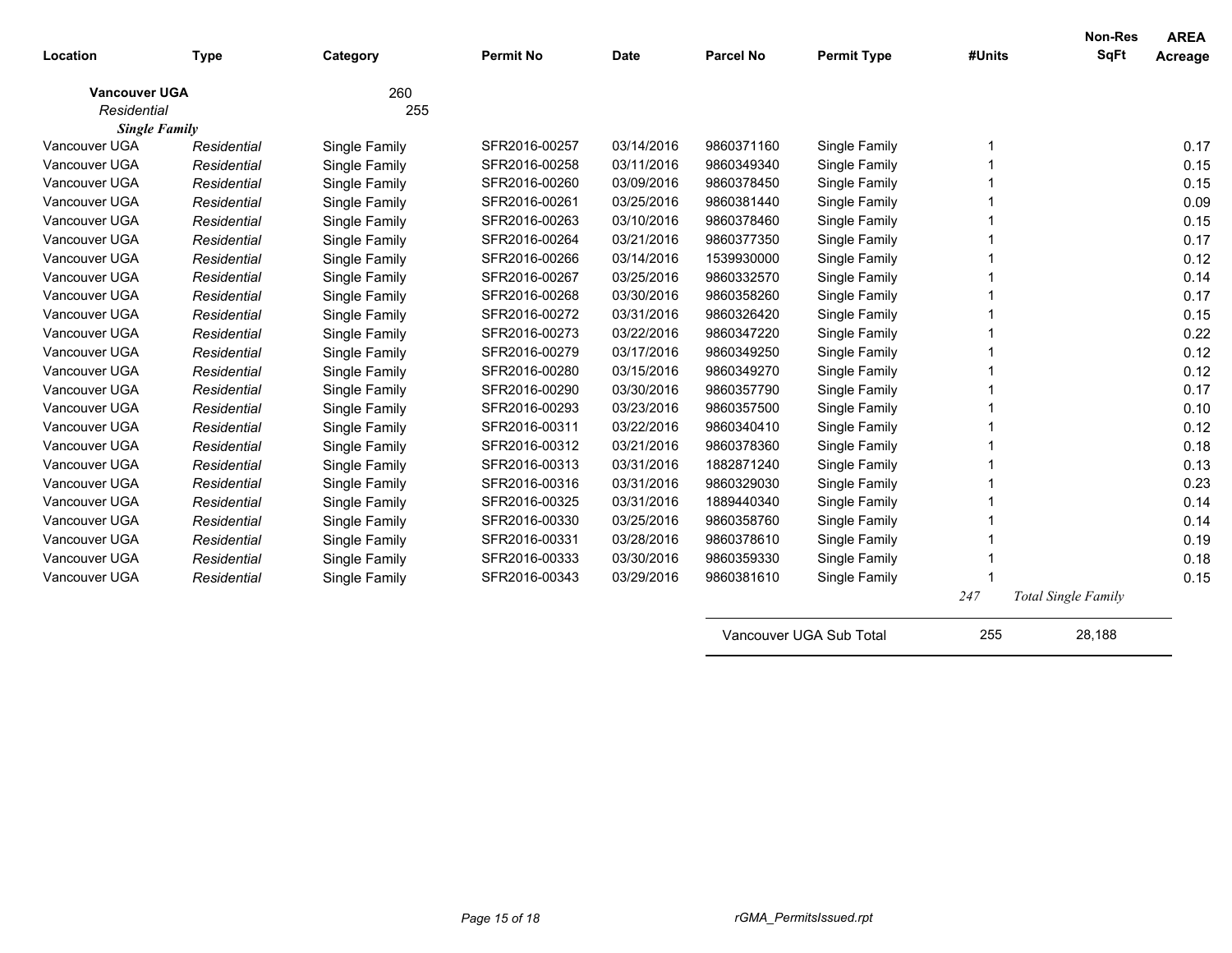| Location | Type | Category | Permit No | Date | Parcel No | Permit Type | #Units | Non-Res SqFt | AREA Acreage |
|---|---|---|---|---|---|---|---|---|---|
| **Vancouver UGA** | | 260 | | | | | | | |
| *Residential* | | 255 | | | | | | | |
| ***Single Family*** | | | | | | | | | |
| Vancouver UGA | *Residential* | Single Family | SFR2016-00257 | 03/14/2016 | 9860371160 | Single Family | 1 | | 0.17 |
| Vancouver UGA | *Residential* | Single Family | SFR2016-00258 | 03/11/2016 | 9860349340 | Single Family | 1 | | 0.15 |
| Vancouver UGA | *Residential* | Single Family | SFR2016-00260 | 03/09/2016 | 9860378450 | Single Family | 1 | | 0.15 |
| Vancouver UGA | *Residential* | Single Family | SFR2016-00261 | 03/25/2016 | 9860381440 | Single Family | 1 | | 0.09 |
| Vancouver UGA | *Residential* | Single Family | SFR2016-00263 | 03/10/2016 | 9860378460 | Single Family | 1 | | 0.15 |
| Vancouver UGA | *Residential* | Single Family | SFR2016-00264 | 03/21/2016 | 9860377350 | Single Family | 1 | | 0.17 |
| Vancouver UGA | *Residential* | Single Family | SFR2016-00266 | 03/14/2016 | 1539930000 | Single Family | 1 | | 0.12 |
| Vancouver UGA | *Residential* | Single Family | SFR2016-00267 | 03/25/2016 | 9860332570 | Single Family | 1 | | 0.14 |
| Vancouver UGA | *Residential* | Single Family | SFR2016-00268 | 03/30/2016 | 9860358260 | Single Family | 1 | | 0.17 |
| Vancouver UGA | *Residential* | Single Family | SFR2016-00272 | 03/31/2016 | 9860326420 | Single Family | 1 | | 0.15 |
| Vancouver UGA | *Residential* | Single Family | SFR2016-00273 | 03/22/2016 | 9860347220 | Single Family | 1 | | 0.22 |
| Vancouver UGA | *Residential* | Single Family | SFR2016-00279 | 03/17/2016 | 9860349250 | Single Family | 1 | | 0.12 |
| Vancouver UGA | *Residential* | Single Family | SFR2016-00280 | 03/15/2016 | 9860349270 | Single Family | 1 | | 0.12 |
| Vancouver UGA | *Residential* | Single Family | SFR2016-00290 | 03/30/2016 | 9860357790 | Single Family | 1 | | 0.17 |
| Vancouver UGA | *Residential* | Single Family | SFR2016-00293 | 03/23/2016 | 9860357500 | Single Family | 1 | | 0.10 |
| Vancouver UGA | *Residential* | Single Family | SFR2016-00311 | 03/22/2016 | 9860340410 | Single Family | 1 | | 0.12 |
| Vancouver UGA | *Residential* | Single Family | SFR2016-00312 | 03/21/2016 | 9860378360 | Single Family | 1 | | 0.18 |
| Vancouver UGA | *Residential* | Single Family | SFR2016-00313 | 03/31/2016 | 1882871240 | Single Family | 1 | | 0.13 |
| Vancouver UGA | *Residential* | Single Family | SFR2016-00316 | 03/31/2016 | 9860329030 | Single Family | 1 | | 0.23 |
| Vancouver UGA | *Residential* | Single Family | SFR2016-00325 | 03/31/2016 | 1889440340 | Single Family | 1 | | 0.14 |
| Vancouver UGA | *Residential* | Single Family | SFR2016-00330 | 03/25/2016 | 9860358760 | Single Family | 1 | | 0.14 |
| Vancouver UGA | *Residential* | Single Family | SFR2016-00331 | 03/28/2016 | 9860378610 | Single Family | 1 | | 0.19 |
| Vancouver UGA | *Residential* | Single Family | SFR2016-00333 | 03/30/2016 | 9860359330 | Single Family | 1 | | 0.18 |
| Vancouver UGA | *Residential* | Single Family | SFR2016-00343 | 03/29/2016 | 9860381610 | Single Family | 1 | | 0.15 |
| | | | | | | | *247* | *Total Single Family* | |
| | | | | | Vancouver UGA Sub Total | | 255 | 28,188 | |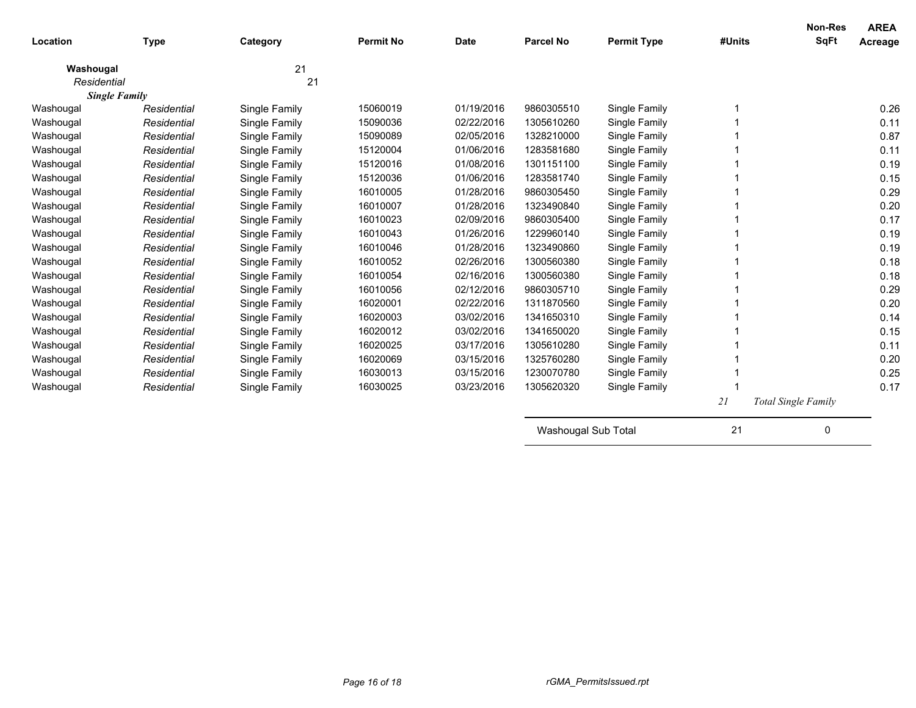| Location | Type | Category | Permit No | Date | Parcel No | Permit Type | #Units | Non-Res SqFt | AREA Acreage |
|---|---|---|---|---|---|---|---|---|---|
| **Washougal** | | 21 | | | | | | | |
| *Residential* | | 21 | | | | | | | |
| ***Single Family*** | | | | | | | | | |
| Washougal | *Residential* | Single Family | 15060019 | 01/19/2016 | 9860305510 | Single Family | 1 | | 0.26 |
| Washougal | *Residential* | Single Family | 15090036 | 02/22/2016 | 1305610260 | Single Family | 1 | | 0.11 |
| Washougal | *Residential* | Single Family | 15090089 | 02/05/2016 | 1328210000 | Single Family | 1 | | 0.87 |
| Washougal | *Residential* | Single Family | 15120004 | 01/06/2016 | 1283581680 | Single Family | 1 | | 0.11 |
| Washougal | *Residential* | Single Family | 15120016 | 01/08/2016 | 1301151100 | Single Family | 1 | | 0.19 |
| Washougal | *Residential* | Single Family | 15120036 | 01/06/2016 | 1283581740 | Single Family | 1 | | 0.15 |
| Washougal | *Residential* | Single Family | 16010005 | 01/28/2016 | 9860305450 | Single Family | 1 | | 0.29 |
| Washougal | *Residential* | Single Family | 16010007 | 01/28/2016 | 1323490840 | Single Family | 1 | | 0.20 |
| Washougal | *Residential* | Single Family | 16010023 | 02/09/2016 | 9860305400 | Single Family | 1 | | 0.17 |
| Washougal | *Residential* | Single Family | 16010043 | 01/26/2016 | 1229960140 | Single Family | 1 | | 0.19 |
| Washougal | *Residential* | Single Family | 16010046 | 01/28/2016 | 1323490860 | Single Family | 1 | | 0.19 |
| Washougal | *Residential* | Single Family | 16010052 | 02/26/2016 | 1300560380 | Single Family | 1 | | 0.18 |
| Washougal | *Residential* | Single Family | 16010054 | 02/16/2016 | 1300560380 | Single Family | 1 | | 0.18 |
| Washougal | *Residential* | Single Family | 16010056 | 02/12/2016 | 9860305710 | Single Family | 1 | | 0.29 |
| Washougal | *Residential* | Single Family | 16020001 | 02/22/2016 | 1311870560 | Single Family | 1 | | 0.20 |
| Washougal | *Residential* | Single Family | 16020003 | 03/02/2016 | 1341650310 | Single Family | 1 | | 0.14 |
| Washougal | *Residential* | Single Family | 16020012 | 03/02/2016 | 1341650020 | Single Family | 1 | | 0.15 |
| Washougal | *Residential* | Single Family | 16020025 | 03/17/2016 | 1305610280 | Single Family | 1 | | 0.11 |
| Washougal | *Residential* | Single Family | 16020069 | 03/15/2016 | 1325760280 | Single Family | 1 | | 0.20 |
| Washougal | *Residential* | Single Family | 16030013 | 03/15/2016 | 1230070780 | Single Family | 1 | | 0.25 |
| Washougal | *Residential* | Single Family | 16030025 | 03/23/2016 | 1305620320 | Single Family | 1 | | 0.17 |
| | | | | | | | *21* | *Total Single Family* | |
| | | | | | Washougal Sub Total | | 21 | 0 | |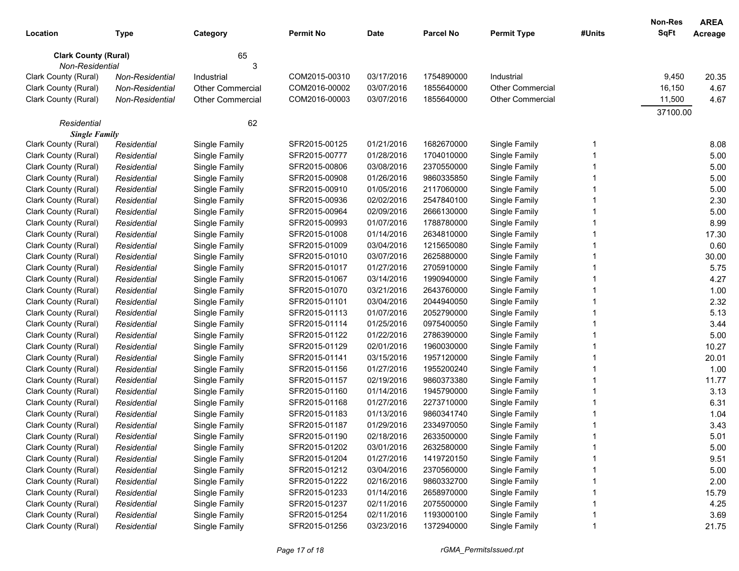| Location | Type | Category | Permit No | Date | Parcel No | Permit Type | #Units | Non-Res SqFt | AREA Acreage |
|---|---|---|---|---|---|---|---|---|---|
| **Clark County (Rural)** | | 65 | | | | | | | |
| *Non-Residential* | | 3 | | | | | | | |
| Clark County (Rural) | *Non-Residential* | Industrial | COM2015-00310 | 03/17/2016 | 1754890000 | Industrial | | 9,450 | 20.35 |
| Clark County (Rural) | *Non-Residential* | Other Commercial | COM2016-00002 | 03/07/2016 | 1855640000 | Other Commercial | | 16,150 | 4.67 |
| Clark County (Rural) | *Non-Residential* | Other Commercial | COM2016-00003 | 03/07/2016 | 1855640000 | Other Commercial | | 11,500 | 4.67 |
| | | | | | | | | 37100.00 | |
| *Residential* | | 62 | | | | | | | |
| ***Single Family*** | | | | | | | | | |
| Clark County (Rural) | *Residential* | Single Family | SFR2015-00125 | 01/21/2016 | 1682670000 | Single Family | 1 | | 8.08 |
| Clark County (Rural) | *Residential* | Single Family | SFR2015-00777 | 01/28/2016 | 1704010000 | Single Family | 1 | | 5.00 |
| Clark County (Rural) | *Residential* | Single Family | SFR2015-00806 | 03/08/2016 | 2370550000 | Single Family | 1 | | 5.00 |
| Clark County (Rural) | *Residential* | Single Family | SFR2015-00908 | 01/26/2016 | 9860335850 | Single Family | 1 | | 5.00 |
| Clark County (Rural) | *Residential* | Single Family | SFR2015-00910 | 01/05/2016 | 2117060000 | Single Family | 1 | | 5.00 |
| Clark County (Rural) | *Residential* | Single Family | SFR2015-00936 | 02/02/2016 | 2547840100 | Single Family | 1 | | 2.30 |
| Clark County (Rural) | *Residential* | Single Family | SFR2015-00964 | 02/09/2016 | 2666130000 | Single Family | 1 | | 5.00 |
| Clark County (Rural) | *Residential* | Single Family | SFR2015-00993 | 01/07/2016 | 1788780000 | Single Family | 1 | | 8.99 |
| Clark County (Rural) | *Residential* | Single Family | SFR2015-01008 | 01/14/2016 | 2634810000 | Single Family | 1 | | 17.30 |
| Clark County (Rural) | *Residential* | Single Family | SFR2015-01009 | 03/04/2016 | 1215650080 | Single Family | 1 | | 0.60 |
| Clark County (Rural) | *Residential* | Single Family | SFR2015-01010 | 03/07/2016 | 2625880000 | Single Family | 1 | | 30.00 |
| Clark County (Rural) | *Residential* | Single Family | SFR2015-01017 | 01/27/2016 | 2705910000 | Single Family | 1 | | 5.75 |
| Clark County (Rural) | *Residential* | Single Family | SFR2015-01067 | 03/14/2016 | 1990940000 | Single Family | 1 | | 4.27 |
| Clark County (Rural) | *Residential* | Single Family | SFR2015-01070 | 03/21/2016 | 2643760000 | Single Family | 1 | | 1.00 |
| Clark County (Rural) | *Residential* | Single Family | SFR2015-01101 | 03/04/2016 | 2044940050 | Single Family | 1 | | 2.32 |
| Clark County (Rural) | *Residential* | Single Family | SFR2015-01113 | 01/07/2016 | 2052790000 | Single Family | 1 | | 5.13 |
| Clark County (Rural) | *Residential* | Single Family | SFR2015-01114 | 01/25/2016 | 0975400050 | Single Family | 1 | | 3.44 |
| Clark County (Rural) | *Residential* | Single Family | SFR2015-01122 | 01/22/2016 | 2786390000 | Single Family | 1 | | 5.00 |
| Clark County (Rural) | *Residential* | Single Family | SFR2015-01129 | 02/01/2016 | 1960030000 | Single Family | 1 | | 10.27 |
| Clark County (Rural) | *Residential* | Single Family | SFR2015-01141 | 03/15/2016 | 1957120000 | Single Family | 1 | | 20.01 |
| Clark County (Rural) | *Residential* | Single Family | SFR2015-01156 | 01/27/2016 | 1955200240 | Single Family | 1 | | 1.00 |
| Clark County (Rural) | *Residential* | Single Family | SFR2015-01157 | 02/19/2016 | 9860373380 | Single Family | 1 | | 11.77 |
| Clark County (Rural) | *Residential* | Single Family | SFR2015-01160 | 01/14/2016 | 1945790000 | Single Family | 1 | | 3.13 |
| Clark County (Rural) | *Residential* | Single Family | SFR2015-01168 | 01/27/2016 | 2273710000 | Single Family | 1 | | 6.31 |
| Clark County (Rural) | *Residential* | Single Family | SFR2015-01183 | 01/13/2016 | 9860341740 | Single Family | 1 | | 1.04 |
| Clark County (Rural) | *Residential* | Single Family | SFR2015-01187 | 01/29/2016 | 2334970050 | Single Family | 1 | | 3.43 |
| Clark County (Rural) | *Residential* | Single Family | SFR2015-01190 | 02/18/2016 | 2633500000 | Single Family | 1 | | 5.01 |
| Clark County (Rural) | *Residential* | Single Family | SFR2015-01202 | 03/01/2016 | 2632580000 | Single Family | 1 | | 5.00 |
| Clark County (Rural) | *Residential* | Single Family | SFR2015-01204 | 01/27/2016 | 1419720150 | Single Family | 1 | | 9.51 |
| Clark County (Rural) | *Residential* | Single Family | SFR2015-01212 | 03/04/2016 | 2370560000 | Single Family | 1 | | 5.00 |
| Clark County (Rural) | *Residential* | Single Family | SFR2015-01222 | 02/16/2016 | 9860332700 | Single Family | 1 | | 2.00 |
| Clark County (Rural) | *Residential* | Single Family | SFR2015-01233 | 01/14/2016 | 2658970000 | Single Family | 1 | | 15.79 |
| Clark County (Rural) | *Residential* | Single Family | SFR2015-01237 | 02/11/2016 | 2075500000 | Single Family | 1 | | 4.25 |
| Clark County (Rural) | *Residential* | Single Family | SFR2015-01254 | 02/11/2016 | 1193000100 | Single Family | 1 | | 3.69 |
| Clark County (Rural) | *Residential* | Single Family | SFR2015-01256 | 03/23/2016 | 1372940000 | Single Family | 1 | | 21.75 |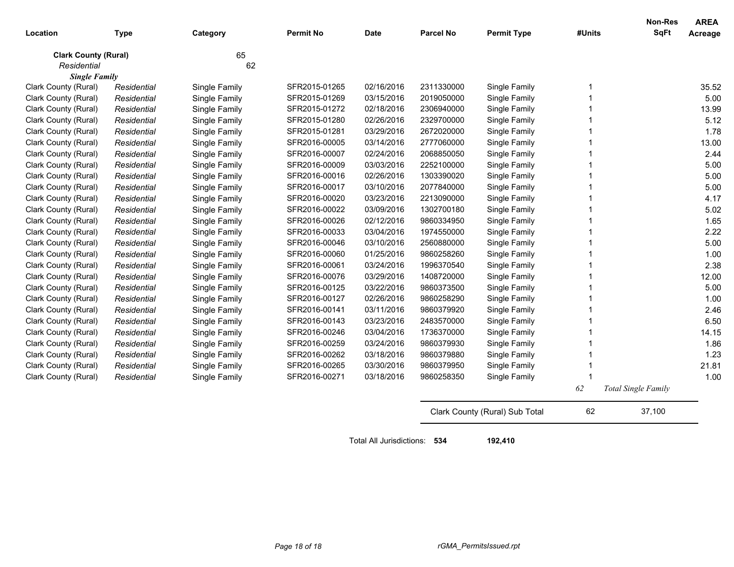| Location | Type | Category | Permit No | Date | Parcel No | Permit Type | #Units | Non-Res SqFt | AREA Acreage |
|---|---|---|---|---|---|---|---|---|---|
| **Clark County (Rural)** | | 65 | | | | | | | |
| *Residential* | | 62 | | | | | | | |
| ***Single Family*** | | | | | | | | | |
| Clark County (Rural) | *Residential* | Single Family | SFR2015-01265 | 02/16/2016 | 2311330000 | Single Family | 1 | | 35.52 |
| Clark County (Rural) | *Residential* | Single Family | SFR2015-01269 | 03/15/2016 | 2019050000 | Single Family | 1 | | 5.00 |
| Clark County (Rural) | *Residential* | Single Family | SFR2015-01272 | 02/18/2016 | 2306940000 | Single Family | 1 | | 13.99 |
| Clark County (Rural) | *Residential* | Single Family | SFR2015-01280 | 02/26/2016 | 2329700000 | Single Family | 1 | | 5.12 |
| Clark County (Rural) | *Residential* | Single Family | SFR2015-01281 | 03/29/2016 | 2672020000 | Single Family | 1 | | 1.78 |
| Clark County (Rural) | *Residential* | Single Family | SFR2016-00005 | 03/14/2016 | 2777060000 | Single Family | 1 | | 13.00 |
| Clark County (Rural) | *Residential* | Single Family | SFR2016-00007 | 02/24/2016 | 2068850050 | Single Family | 1 | | 2.44 |
| Clark County (Rural) | *Residential* | Single Family | SFR2016-00009 | 03/03/2016 | 2252100000 | Single Family | 1 | | 5.00 |
| Clark County (Rural) | *Residential* | Single Family | SFR2016-00016 | 02/26/2016 | 1303390020 | Single Family | 1 | | 5.00 |
| Clark County (Rural) | *Residential* | Single Family | SFR2016-00017 | 03/10/2016 | 2077840000 | Single Family | 1 | | 5.00 |
| Clark County (Rural) | *Residential* | Single Family | SFR2016-00020 | 03/23/2016 | 2213090000 | Single Family | 1 | | 4.17 |
| Clark County (Rural) | *Residential* | Single Family | SFR2016-00022 | 03/09/2016 | 1302700180 | Single Family | 1 | | 5.02 |
| Clark County (Rural) | *Residential* | Single Family | SFR2016-00026 | 02/12/2016 | 9860334950 | Single Family | 1 | | 1.65 |
| Clark County (Rural) | *Residential* | Single Family | SFR2016-00033 | 03/04/2016 | 1974550000 | Single Family | 1 | | 2.22 |
| Clark County (Rural) | *Residential* | Single Family | SFR2016-00046 | 03/10/2016 | 2560880000 | Single Family | 1 | | 5.00 |
| Clark County (Rural) | *Residential* | Single Family | SFR2016-00060 | 01/25/2016 | 9860258260 | Single Family | 1 | | 1.00 |
| Clark County (Rural) | *Residential* | Single Family | SFR2016-00061 | 03/24/2016 | 1996370540 | Single Family | 1 | | 2.38 |
| Clark County (Rural) | *Residential* | Single Family | SFR2016-00076 | 03/29/2016 | 1408720000 | Single Family | 1 | | 12.00 |
| Clark County (Rural) | *Residential* | Single Family | SFR2016-00125 | 03/22/2016 | 9860373500 | Single Family | 1 | | 5.00 |
| Clark County (Rural) | *Residential* | Single Family | SFR2016-00127 | 02/26/2016 | 9860258290 | Single Family | 1 | | 1.00 |
| Clark County (Rural) | *Residential* | Single Family | SFR2016-00141 | 03/11/2016 | 9860379920 | Single Family | 1 | | 2.46 |
| Clark County (Rural) | *Residential* | Single Family | SFR2016-00143 | 03/23/2016 | 2483570000 | Single Family | 1 | | 6.50 |
| Clark County (Rural) | *Residential* | Single Family | SFR2016-00246 | 03/04/2016 | 1736370000 | Single Family | 1 | | 14.15 |
| Clark County (Rural) | *Residential* | Single Family | SFR2016-00259 | 03/24/2016 | 9860379930 | Single Family | 1 | | 1.86 |
| Clark County (Rural) | *Residential* | Single Family | SFR2016-00262 | 03/18/2016 | 9860379880 | Single Family | 1 | | 1.23 |
| Clark County (Rural) | *Residential* | Single Family | SFR2016-00265 | 03/30/2016 | 9860379950 | Single Family | 1 | | 21.81 |
| Clark County (Rural) | *Residential* | Single Family | SFR2016-00271 | 03/18/2016 | 9860258350 | Single Family | 1 | | 1.00 |
| | | | | | | | *62* | *Total Single Family* | |
| | | | | | Clark County (Rural) Sub Total | | 62 | 37,100 | |

Total All Jurisdictions: **534** **192,410**